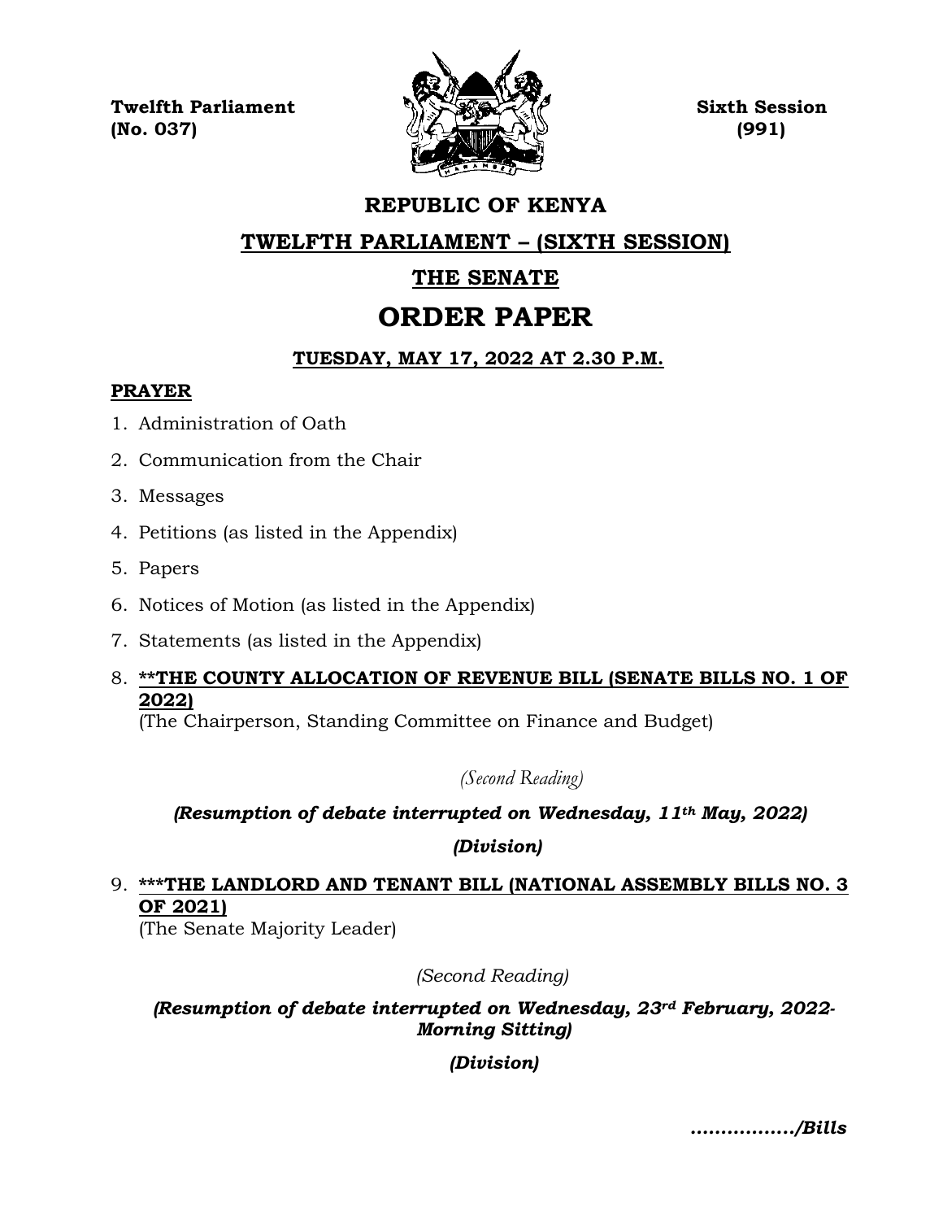**Twelfth Parliament** **Sixth Session**
**(No. 037)** **(991)**

# REPUBLIC OF KENYA

## TWELFTH PARLIAMENT – (SIXTH SESSION)

## THE SENATE

# ORDER PAPER

### TUESDAY, MAY 17, 2022 AT 2.30 P.M.

**PRAYER**

1. Administration of Oath
2. Communication from the Chair
3. Messages
4. Petitions (as listed in the Appendix)
5. Papers
6. Notices of Motion (as listed in the Appendix)
7. Statements (as listed in the Appendix)
8. **\*\*THE COUNTY ALLOCATION OF REVENUE BILL (SENATE BILLS NO. 1 OF 2022)**
   (The Chairperson, Standing Committee on Finance and Budget)

   *(Second Reading)*

   ***(Resumption of debate interrupted on Wednesday, 11th May, 2022)***

   ***(Division)***

9. **\*\*\*THE LANDLORD AND TENANT BILL (NATIONAL ASSEMBLY BILLS NO. 3 OF 2021)**
   (The Senate Majority Leader)

   *(Second Reading)*

   ***(Resumption of debate interrupted on Wednesday, 23rd February, 2022-Morning Sitting)***

   ***(Division)***

***................/Bills***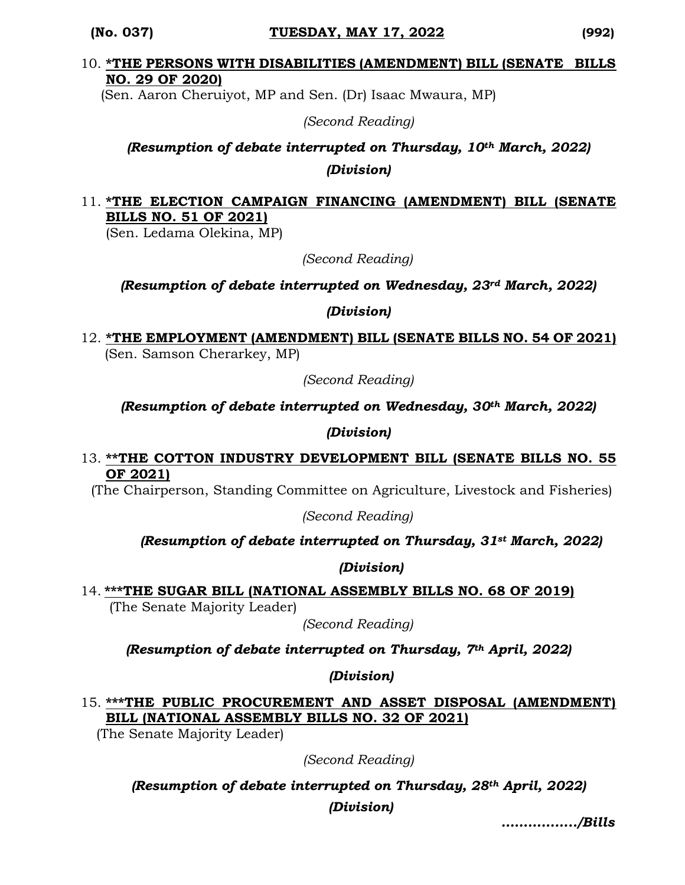10. ***THE PERSONS WITH DISABILITIES (AMENDMENT) BILL (SENATE BILLS NO. 29 OF 2020)**
(Sen. Aaron Cheruiyot, MP and Sen. (Dr) Isaac Mwaura, MP)

*(Second Reading)*

***(Resumption of debate interrupted on Thursday, 10th March, 2022)***

***(Division)***

11. ***THE ELECTION CAMPAIGN FINANCING (AMENDMENT) BILL (SENATE BILLS NO. 51 OF 2021)**
(Sen. Ledama Olekina, MP)

*(Second Reading)*

***(Resumption of debate interrupted on Wednesday, 23rd March, 2022)***

***(Division)***

12. ***THE EMPLOYMENT (AMENDMENT) BILL (SENATE BILLS NO. 54 OF 2021)**
(Sen. Samson Cherarkey, MP)

*(Second Reading)*

***(Resumption of debate interrupted on Wednesday, 30th March, 2022)***

***(Division)***

13. ****THE COTTON INDUSTRY DEVELOPMENT BILL (SENATE BILLS NO. 55 OF 2021)**
(The Chairperson, Standing Committee on Agriculture, Livestock and Fisheries)

*(Second Reading)*

***(Resumption of debate interrupted on Thursday, 31st March, 2022)***

***(Division)***

14. *****THE SUGAR BILL (NATIONAL ASSEMBLY BILLS NO. 68 OF 2019)**
(The Senate Majority Leader)

*(Second Reading)*

***(Resumption of debate interrupted on Thursday, 7th April, 2022)***

***(Division)***

15. *****THE PUBLIC PROCUREMENT AND ASSET DISPOSAL (AMENDMENT) BILL (NATIONAL ASSEMBLY BILLS NO. 32 OF 2021)**
(The Senate Majority Leader)

*(Second Reading)*

***(Resumption of debate interrupted on Thursday, 28th April, 2022)***

***(Division)***

***................/Bills***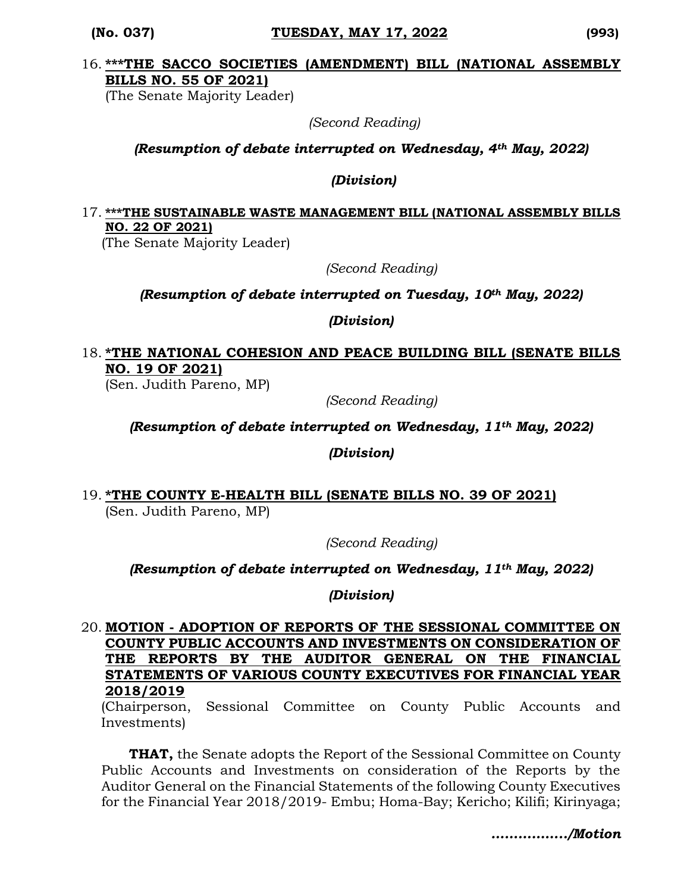16. **<u>***THE SACCO SOCIETIES (AMENDMENT) BILL (NATIONAL ASSEMBLY BILLS NO. 55 OF 2021)</u>**
(The Senate Majority Leader)

*(Second Reading)*

***(Resumption of debate interrupted on Wednesday, 4th May, 2022)***

***(Division)***

17. **<u>***THE SUSTAINABLE WASTE MANAGEMENT BILL (NATIONAL ASSEMBLY BILLS NO. 22 OF 2021)</u>**
(The Senate Majority Leader)

*(Second Reading)*

***(Resumption of debate interrupted on Tuesday, 10th May, 2022)***

***(Division)***

18. **<u>*THE NATIONAL COHESION AND PEACE BUILDING BILL (SENATE BILLS NO. 19 OF 2021)</u>**
(Sen. Judith Pareno, MP)

*(Second Reading)*

***(Resumption of debate interrupted on Wednesday, 11th May, 2022)***

***(Division)***

19. **<u>*THE COUNTY E-HEALTH BILL (SENATE BILLS NO. 39 OF 2021)</u>**
(Sen. Judith Pareno, MP)

*(Second Reading)*

***(Resumption of debate interrupted on Wednesday, 11th May, 2022)***

***(Division)***

20. **<u>MOTION - ADOPTION OF REPORTS OF THE SESSIONAL COMMITTEE ON COUNTY PUBLIC ACCOUNTS AND INVESTMENTS ON CONSIDERATION OF THE REPORTS BY THE AUDITOR GENERAL ON THE FINANCIAL STATEMENTS OF VARIOUS COUNTY EXECUTIVES FOR FINANCIAL YEAR 2018/2019</u>**
(Chairperson, Sessional Committee on County Public Accounts and Investments)

**THAT,** the Senate adopts the Report of the Sessional Committee on County Public Accounts and Investments on consideration of the Reports by the Auditor General on the Financial Statements of the following County Executives for the Financial Year 2018/2019- Embu; Homa-Bay; Kericho; Kilifi; Kirinyaga;

***................/Motion***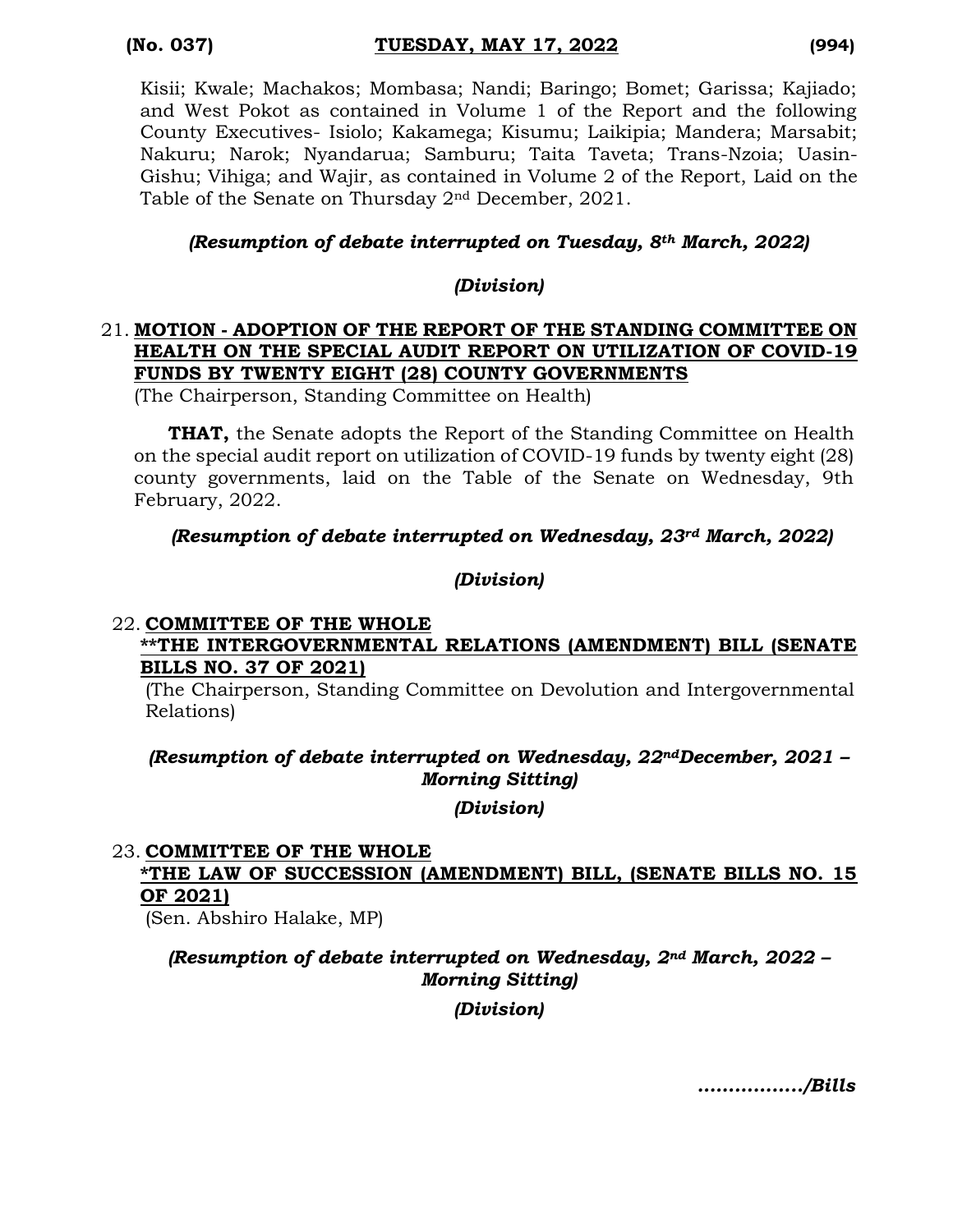Kisii; Kwale; Machakos; Mombasa; Nandi; Baringo; Bomet; Garissa; Kajiado; and West Pokot as contained in Volume 1 of the Report and the following County Executives- Isiolo; Kakamega; Kisumu; Laikipia; Mandera; Marsabit; Nakuru; Narok; Nyandarua; Samburu; Taita Taveta; Trans-Nzoia; Uasin-Gishu; Vihiga; and Wajir, as contained in Volume 2 of the Report, Laid on the Table of the Senate on Thursday 2nd December, 2021.

***(Resumption of debate interrupted on Tuesday, 8th March, 2022)***

***(Division)***

21. **MOTION - ADOPTION OF THE REPORT OF THE STANDING COMMITTEE ON HEALTH ON THE SPECIAL AUDIT REPORT ON UTILIZATION OF COVID-19 FUNDS BY TWENTY EIGHT (28) COUNTY GOVERNMENTS**
(The Chairperson, Standing Committee on Health)

**THAT,** the Senate adopts the Report of the Standing Committee on Health on the special audit report on utilization of COVID-19 funds by twenty eight (28) county governments, laid on the Table of the Senate on Wednesday, 9th February, 2022.

***(Resumption of debate interrupted on Wednesday, 23rd March, 2022)***

***(Division)***

22. **COMMITTEE OF THE WHOLE**
**\*\*THE INTERGOVERNMENTAL RELATIONS (AMENDMENT) BILL (SENATE BILLS NO. 37 OF 2021)**
(The Chairperson, Standing Committee on Devolution and Intergovernmental Relations)

***(Resumption of debate interrupted on Wednesday, 22nd December, 2021 – Morning Sitting)***

***(Division)***

23. **COMMITTEE OF THE WHOLE**
**\*THE LAW OF SUCCESSION (AMENDMENT) BILL, (SENATE BILLS NO. 15 OF 2021)**
(Sen. Abshiro Halake, MP)

***(Resumption of debate interrupted on Wednesday, 2nd March, 2022 – Morning Sitting)***

***(Division)***

***................/Bills***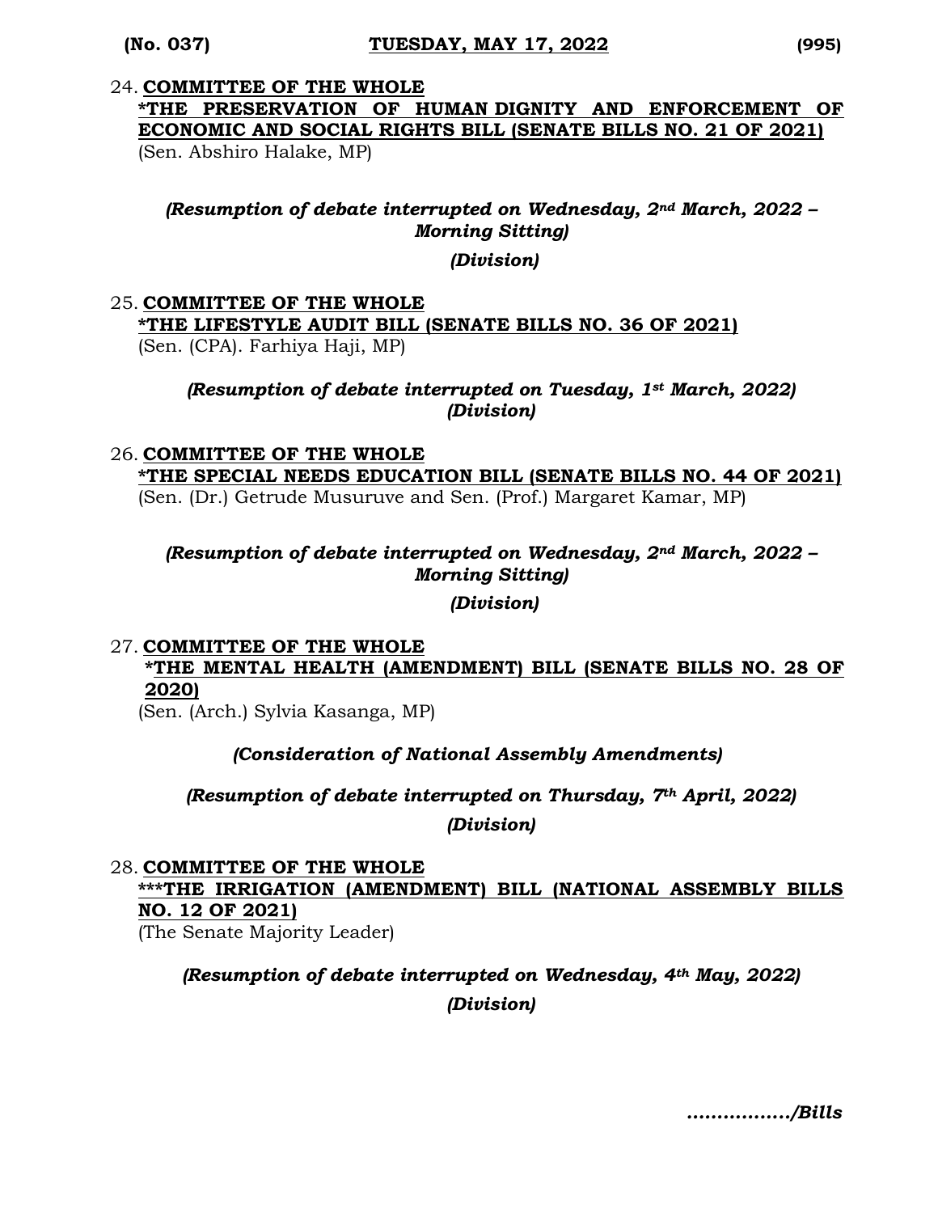24. **COMMITTEE OF THE WHOLE**
**\*THE PRESERVATION OF HUMAN DIGNITY AND ENFORCEMENT OF ECONOMIC AND SOCIAL RIGHTS BILL (SENATE BILLS NO. 21 OF 2021)**
(Sen. Abshiro Halake, MP)

*(Resumption of debate interrupted on Wednesday, 2nd March, 2022 – Morning Sitting)*

*(Division)*

25. **COMMITTEE OF THE WHOLE**
**\*THE LIFESTYLE AUDIT BILL (SENATE BILLS NO. 36 OF 2021)**
(Sen. (CPA). Farhiya Haji, MP)

*(Resumption of debate interrupted on Tuesday, 1st March, 2022)*
*(Division)*

26. **COMMITTEE OF THE WHOLE**
**\*THE SPECIAL NEEDS EDUCATION BILL (SENATE BILLS NO. 44 OF 2021)**
(Sen. (Dr.) Getrude Musuruve and Sen. (Prof.) Margaret Kamar, MP)

*(Resumption of debate interrupted on Wednesday, 2nd March, 2022 – Morning Sitting)*

*(Division)*

27. **COMMITTEE OF THE WHOLE**
**\*THE MENTAL HEALTH (AMENDMENT) BILL (SENATE BILLS NO. 28 OF 2020)**
(Sen. (Arch.) Sylvia Kasanga, MP)

*(Consideration of National Assembly Amendments)*

*(Resumption of debate interrupted on Thursday, 7th April, 2022)*

*(Division)*

28. **COMMITTEE OF THE WHOLE**
**\*\*\*THE IRRIGATION (AMENDMENT) BILL (NATIONAL ASSEMBLY BILLS NO. 12 OF 2021)**
(The Senate Majority Leader)

*(Resumption of debate interrupted on Wednesday, 4th May, 2022)*

*(Division)*

*................/Bills*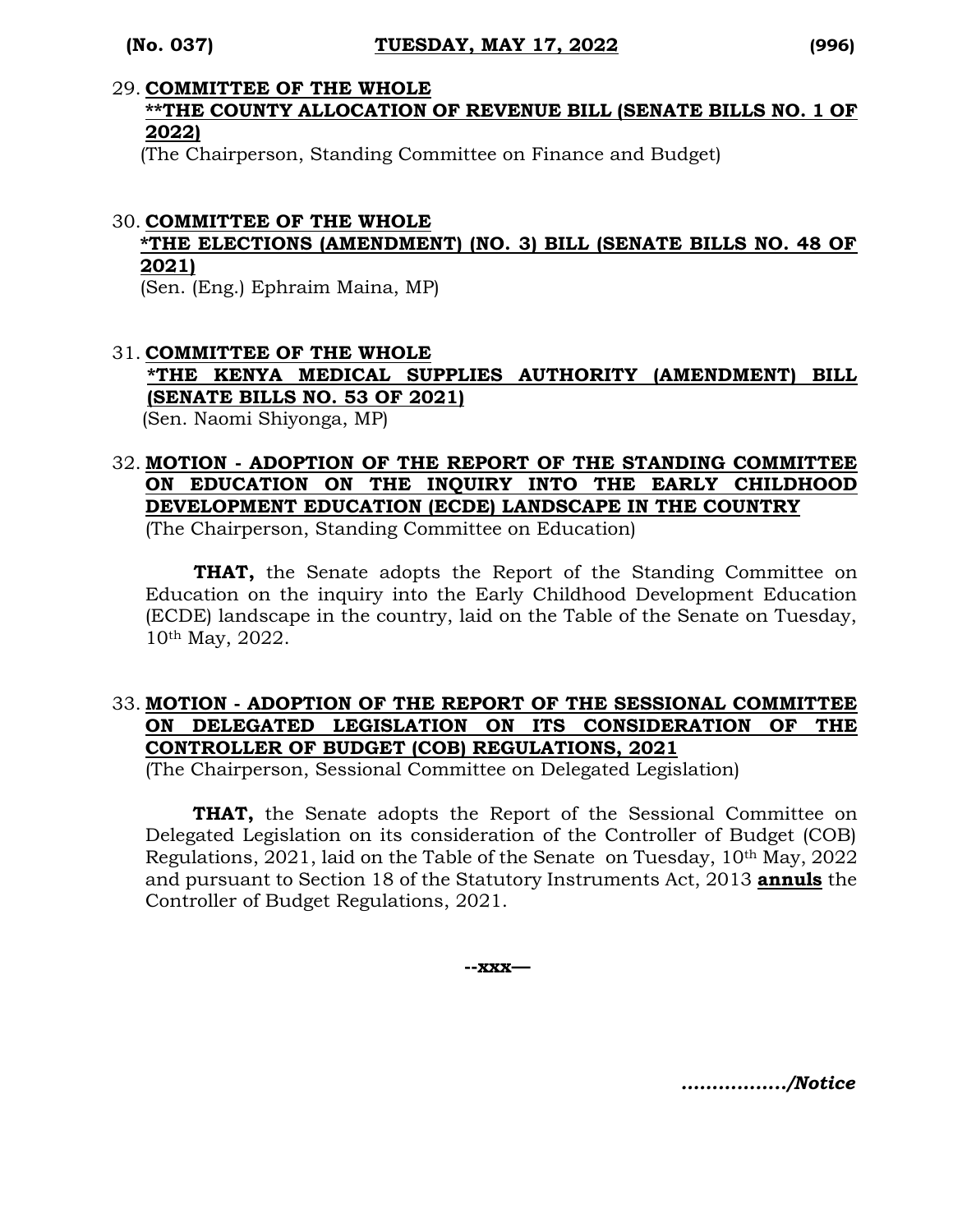29. **COMMITTEE OF THE WHOLE**
**\*\*THE COUNTY ALLOCATION OF REVENUE BILL (SENATE BILLS NO. 1 OF 2022)**
(The Chairperson, Standing Committee on Finance and Budget)

30. **COMMITTEE OF THE WHOLE**
**\*THE ELECTIONS (AMENDMENT) (NO. 3) BILL (SENATE BILLS NO. 48 OF 2021)**
(Sen. (Eng.) Ephraim Maina, MP)

31. **COMMITTEE OF THE WHOLE**
**\*THE KENYA MEDICAL SUPPLIES AUTHORITY (AMENDMENT) BILL (SENATE BILLS NO. 53 OF 2021)**
(Sen. Naomi Shiyonga, MP)

32. **MOTION - ADOPTION OF THE REPORT OF THE STANDING COMMITTEE ON EDUCATION ON THE INQUIRY INTO THE EARLY CHILDHOOD DEVELOPMENT EDUCATION (ECDE) LANDSCAPE IN THE COUNTRY**
(The Chairperson, Standing Committee on Education)

**THAT,** the Senate adopts the Report of the Standing Committee on Education on the inquiry into the Early Childhood Development Education (ECDE) landscape in the country, laid on the Table of the Senate on Tuesday, 10th May, 2022.

33. **MOTION - ADOPTION OF THE REPORT OF THE SESSIONAL COMMITTEE ON DELEGATED LEGISLATION ON ITS CONSIDERATION OF THE CONTROLLER OF BUDGET (COB) REGULATIONS, 2021**
(The Chairperson, Sessional Committee on Delegated Legislation)

**THAT,** the Senate adopts the Report of the Sessional Committee on Delegated Legislation on its consideration of the Controller of Budget (COB) Regulations, 2021, laid on the Table of the Senate on Tuesday, 10th May, 2022 and pursuant to Section 18 of the Statutory Instruments Act, 2013 **annuls** the Controller of Budget Regulations, 2021.

**--xxx—**

***................/Notice***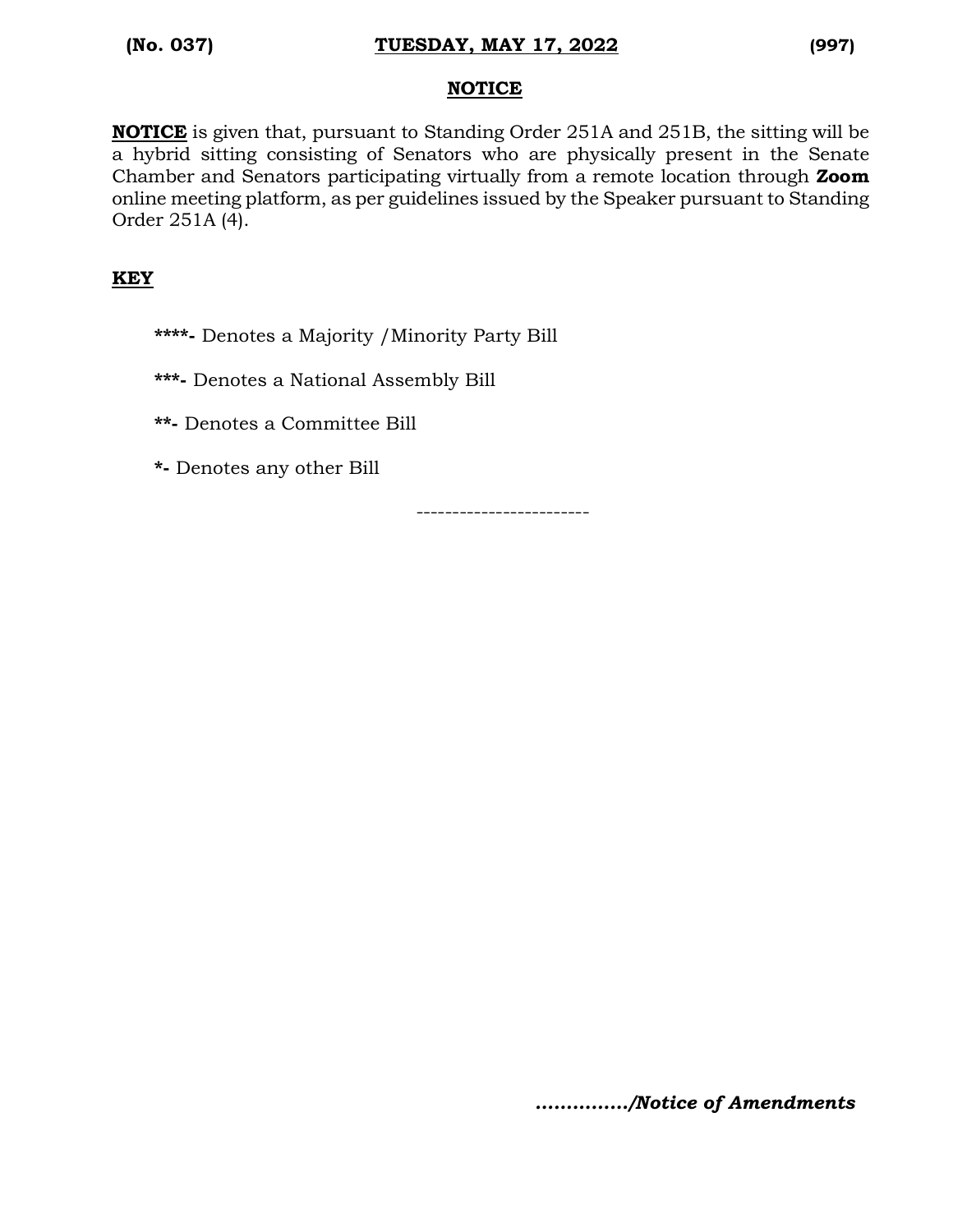## NOTICE

**NOTICE** is given that, pursuant to Standing Order 251A and 251B, the sitting will be a hybrid sitting consisting of Senators who are physically present in the Senate Chamber and Senators participating virtually from a remote location through **Zoom** online meeting platform, as per guidelines issued by the Speaker pursuant to Standing Order 251A (4).

## KEY

**\*\*\*\*-** Denotes a Majority /Minority Party Bill

**\*\*\*-** Denotes a National Assembly Bill

**\*\*-** Denotes a Committee Bill

**\*-** Denotes any other Bill

------------------------

***............../Notice of Amendments***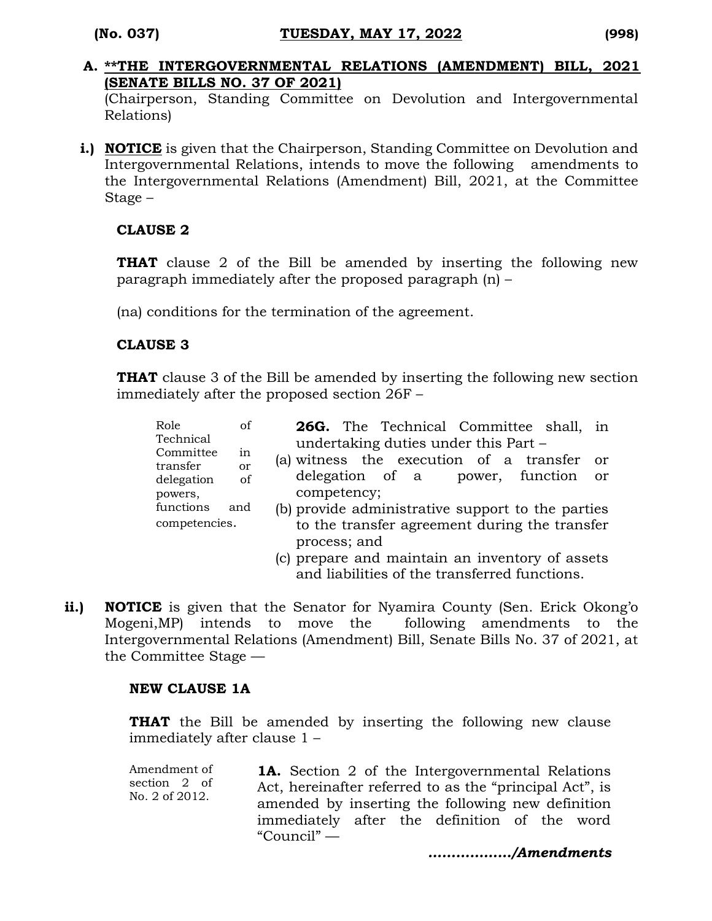## A. \*\*THE INTERGOVERNMENTAL RELATIONS (AMENDMENT) BILL, 2021 (SENATE BILLS NO. 37 OF 2021)

(Chairperson, Standing Committee on Devolution and Intergovernmental Relations)

**i.)** **NOTICE** is given that the Chairperson, Standing Committee on Devolution and Intergovernmental Relations, intends to move the following amendments to the Intergovernmental Relations (Amendment) Bill, 2021, at the Committee Stage –

**CLAUSE 2**

**THAT** clause 2 of the Bill be amended by inserting the following new paragraph immediately after the proposed paragraph (n) –

(na) conditions for the termination of the agreement.

**CLAUSE 3**

**THAT** clause 3 of the Bill be amended by inserting the following new section immediately after the proposed section 26F –

*Role of Technical Committee in transfer or delegation of powers, functions and competencies.*

**26G.** The Technical Committee shall, in undertaking duties under this Part –

(a) witness the execution of a transfer or delegation of a power, function or competency;

(b) provide administrative support to the parties to the transfer agreement during the transfer process; and

(c) prepare and maintain an inventory of assets and liabilities of the transferred functions.

**ii.)** **NOTICE** is given that the Senator for Nyamira County (Sen. Erick Okong'o Mogeni,MP) intends to move the following amendments to the Intergovernmental Relations (Amendment) Bill, Senate Bills No. 37 of 2021, at the Committee Stage —

**NEW CLAUSE 1A**

**THAT** the Bill be amended by inserting the following new clause immediately after clause 1 –

*Amendment of section 2 of No. 2 of 2012.*

**1A.** Section 2 of the Intergovernmental Relations Act, hereinafter referred to as the "principal Act", is amended by inserting the following new definition immediately after the definition of the word "Council" —

***................./Amendments***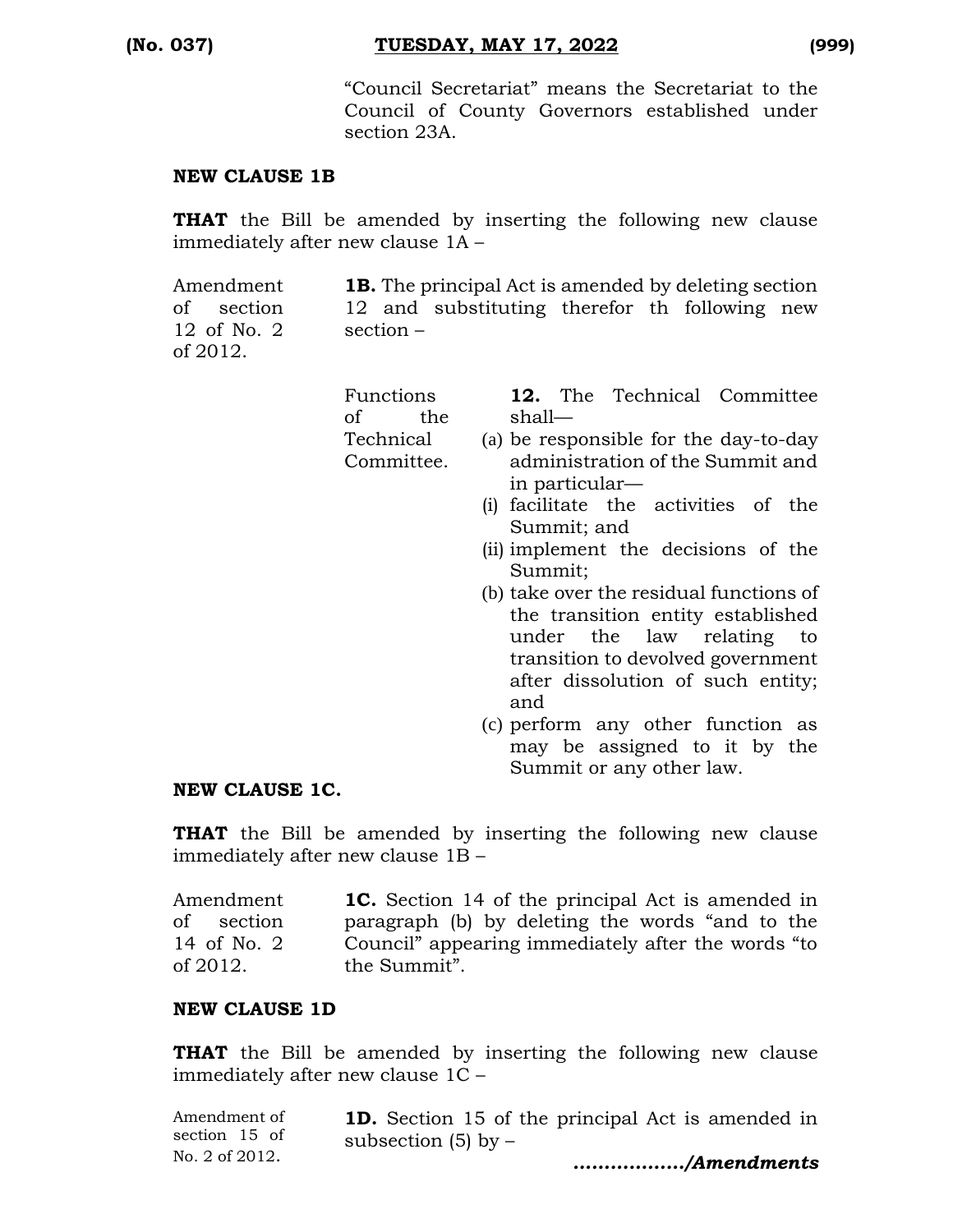"Council Secretariat" means the Secretariat to the Council of County Governors established under section 23A.

**NEW CLAUSE 1B**

**THAT** the Bill be amended by inserting the following new clause immediately after new clause 1A –

Amendment of section 12 of No. 2 of 2012.

**1B.** The principal Act is amended by deleting section 12 and substituting therefor th following new section –

Functions of the Technical Committee.

**12.** The Technical Committee shall—

(a) be responsible for the day-to-day administration of the Summit and in particular—

(i) facilitate the activities of the Summit; and

(ii) implement the decisions of the Summit;

(b) take over the residual functions of the transition entity established under the law relating to transition to devolved government after dissolution of such entity; and

(c) perform any other function as may be assigned to it by the Summit or any other law.

**NEW CLAUSE 1C.**

**THAT** the Bill be amended by inserting the following new clause immediately after new clause 1B –

Amendment of section 14 of No. 2 of 2012.

**1C.** Section 14 of the principal Act is amended in paragraph (b) by deleting the words "and to the Council" appearing immediately after the words "to the Summit".

**NEW CLAUSE 1D**

**THAT** the Bill be amended by inserting the following new clause immediately after new clause 1C –

Amendment of section 15 of No. 2 of 2012.

**1D.** Section 15 of the principal Act is amended in subsection (5) by –

***................./Amendments***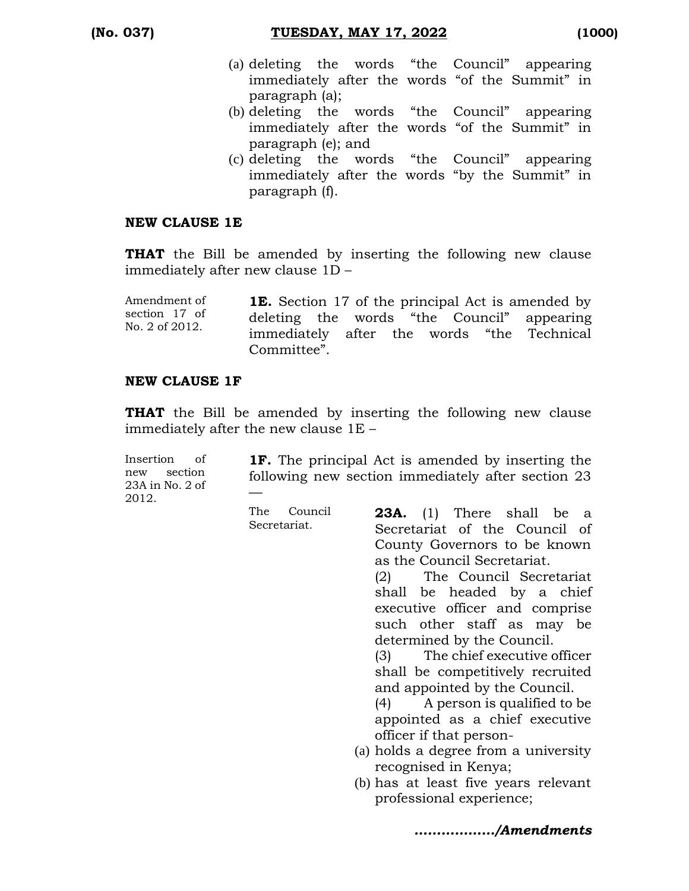(a) deleting the words “the Council” appearing immediately after the words “of the Summit” in paragraph (a);
(b) deleting the words “the Council” appearing immediately after the words “of the Summit” in paragraph (e); and
(c) deleting the words “the Council” appearing immediately after the words “by the Summit” in paragraph (f).

**NEW CLAUSE 1E**

**THAT** the Bill be amended by inserting the following new clause immediately after new clause 1D –

Amendment of section 17 of No. 2 of 2012.

**1E.** Section 17 of the principal Act is amended by deleting the words “the Council” appearing immediately after the words “the Technical Committee”.

**NEW CLAUSE 1F**

**THAT** the Bill be amended by inserting the following new clause immediately after the new clause 1E –

Insertion of new section 23A in No. 2 of 2012.

**1F.** The principal Act is amended by inserting the following new section immediately after section 23 —

The Council Secretariat.

**23A.** (1) There shall be a Secretariat of the Council of County Governors to be known as the Council Secretariat.

(2) The Council Secretariat shall be headed by a chief executive officer and comprise such other staff as may be determined by the Council.

(3) The chief executive officer shall be competitively recruited and appointed by the Council.

(4) A person is qualified to be appointed as a chief executive officer if that person-

(a) holds a degree from a university recognised in Kenya;
(b) has at least five years relevant professional experience;

*................./Amendments*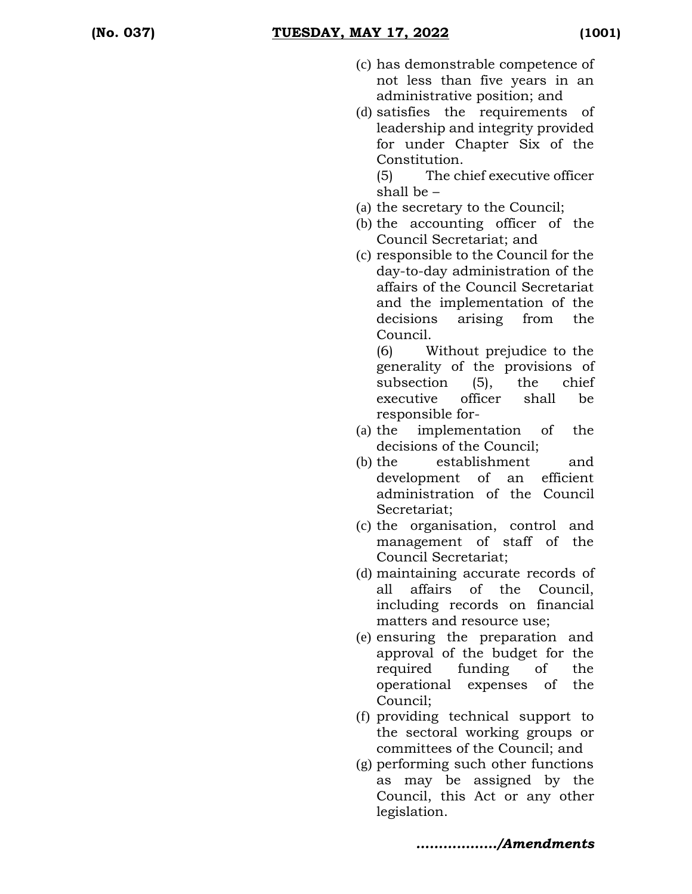(c) has demonstrable competence of not less than five years in an administrative position; and

(d) satisfies the requirements of leadership and integrity provided for under Chapter Six of the Constitution.

(5) The chief executive officer shall be –

(a) the secretary to the Council;

(b) the accounting officer of the Council Secretariat; and

(c) responsible to the Council for the day-to-day administration of the affairs of the Council Secretariat and the implementation of the decisions arising from the Council.

(6) Without prejudice to the generality of the provisions of subsection (5), the chief executive officer shall be responsible for-

(a) the implementation of the decisions of the Council;

(b) the establishment and development of an efficient administration of the Council Secretariat;

(c) the organisation, control and management of staff of the Council Secretariat;

(d) maintaining accurate records of all affairs of the Council, including records on financial matters and resource use;

(e) ensuring the preparation and approval of the budget for the required funding of the operational expenses of the Council;

(f) providing technical support to the sectoral working groups or committees of the Council; and

(g) performing such other functions as may be assigned by the Council, this Act or any other legislation.

*................/Amendments*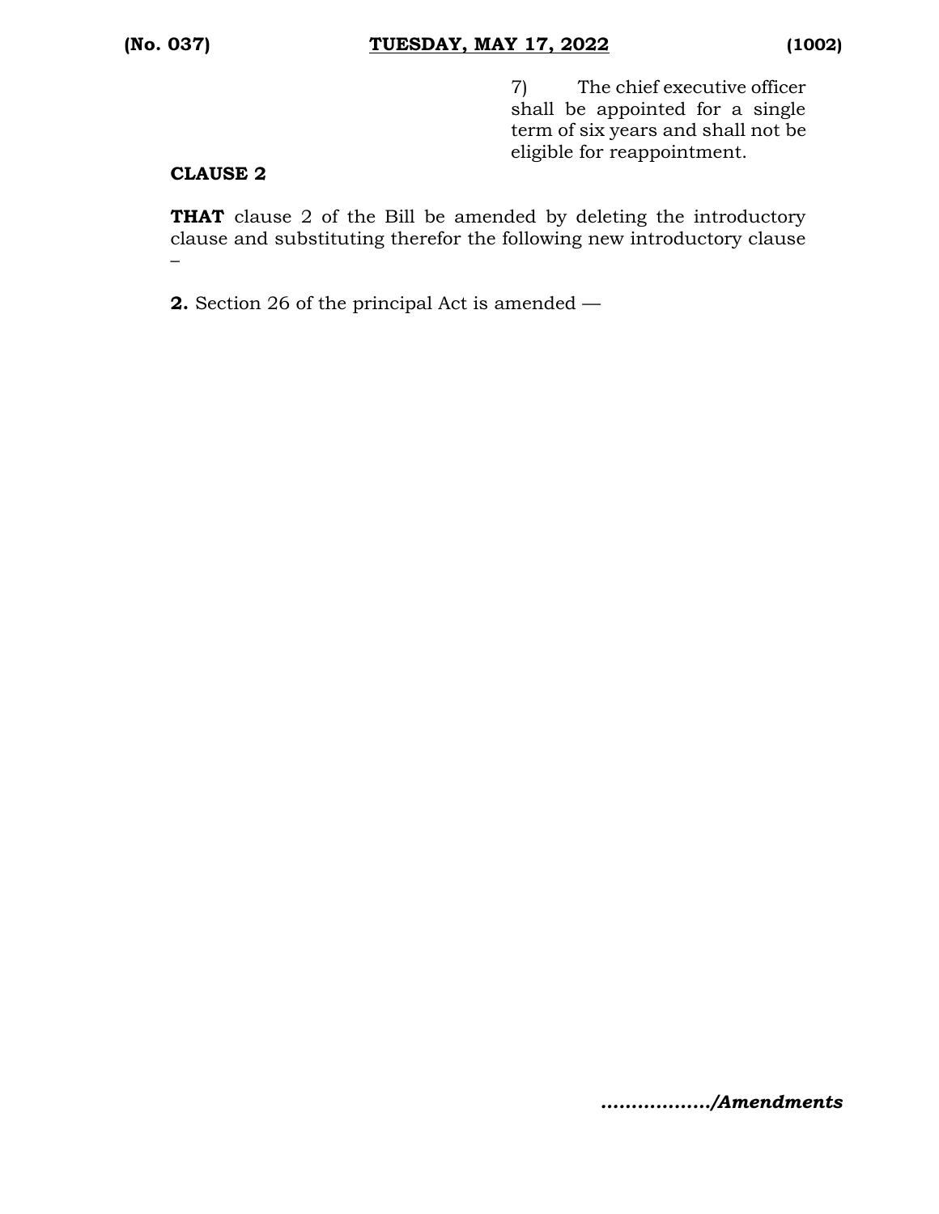7) The chief executive officer shall be appointed for a single term of six years and shall not be eligible for reappointment.

**CLAUSE 2**

**THAT** clause 2 of the Bill be amended by deleting the introductory clause and substituting therefor the following new introductory clause –

**2.** Section 26 of the principal Act is amended —

*................./Amendments*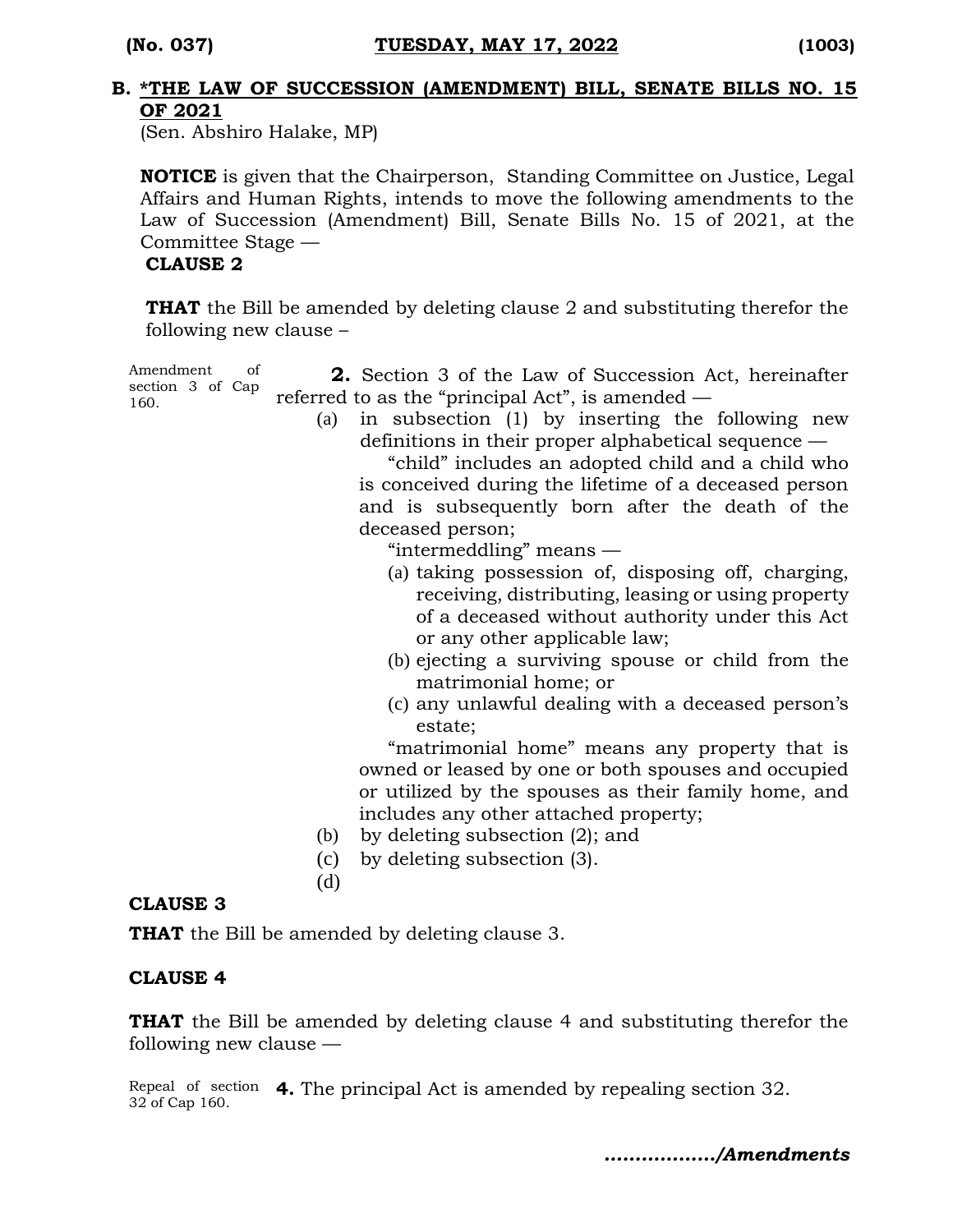## B. *THE LAW OF SUCCESSION (AMENDMENT) BILL, SENATE BILLS NO. 15 OF 2021

(Sen. Abshiro Halake, MP)

**NOTICE** is given that the Chairperson, Standing Committee on Justice, Legal Affairs and Human Rights, intends to move the following amendments to the Law of Succession (Amendment) Bill, Senate Bills No. 15 of 2021, at the Committee Stage —

**CLAUSE 2**

**THAT** the Bill be amended by deleting clause 2 and substituting therefor the following new clause –

Amendment of section 3 of Cap 160.

**2.** Section 3 of the Law of Succession Act, hereinafter referred to as the "principal Act", is amended —

(a) in subsection (1) by inserting the following new definitions in their proper alphabetical sequence —

"child" includes an adopted child and a child who is conceived during the lifetime of a deceased person and is subsequently born after the death of the deceased person;

"intermeddling" means —

(a) taking possession of, disposing off, charging, receiving, distributing, leasing or using property of a deceased without authority under this Act or any other applicable law;

(b) ejecting a surviving spouse or child from the matrimonial home; or

(c) any unlawful dealing with a deceased person's estate;

"matrimonial home" means any property that is owned or leased by one or both spouses and occupied or utilized by the spouses as their family home, and includes any other attached property;

(b) by deleting subsection (2); and

(c) by deleting subsection (3).

(d)

**CLAUSE 3**

**THAT** the Bill be amended by deleting clause 3.

**CLAUSE 4**

**THAT** the Bill be amended by deleting clause 4 and substituting therefor the following new clause —

Repeal of section 32 of Cap 160.

**4.** The principal Act is amended by repealing section 32.

***................./Amendments***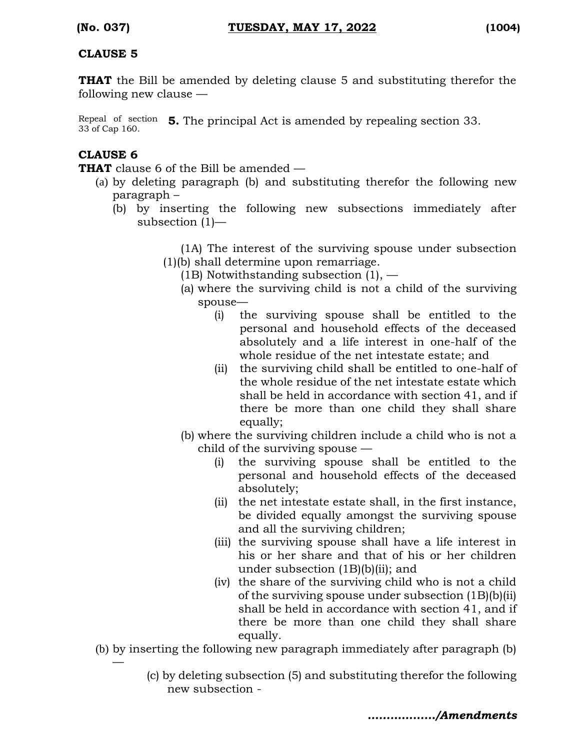**CLAUSE 5**

**THAT** the Bill be amended by deleting clause 5 and substituting therefor the following new clause —

Repeal of section 33 of Cap 160.

**5.** The principal Act is amended by repealing section 33.

**CLAUSE 6**

**THAT** clause 6 of the Bill be amended —

(a) by deleting paragraph (b) and substituting therefor the following new paragraph –

(b) by inserting the following new subsections immediately after subsection (1)—

(1A) The interest of the surviving spouse under subsection (1)(b) shall determine upon remarriage.

(1B) Notwithstanding subsection (1), —

(a) where the surviving child is not a child of the surviving spouse—

(i) the surviving spouse shall be entitled to the personal and household effects of the deceased absolutely and a life interest in one-half of the whole residue of the net intestate estate; and

(ii) the surviving child shall be entitled to one-half of the whole residue of the net intestate estate which shall be held in accordance with section 41, and if there be more than one child they shall share equally;

(b) where the surviving children include a child who is not a child of the surviving spouse —

(i) the surviving spouse shall be entitled to the personal and household effects of the deceased absolutely;

(ii) the net intestate estate shall, in the first instance, be divided equally amongst the surviving spouse and all the surviving children;

(iii) the surviving spouse shall have a life interest in his or her share and that of his or her children under subsection (1B)(b)(ii); and

(iv) the share of the surviving child who is not a child of the surviving spouse under subsection (1B)(b)(ii) shall be held in accordance with section 41, and if there be more than one child they shall share equally.

(b) by inserting the following new paragraph immediately after paragraph (b) —

(c) by deleting subsection (5) and substituting therefor the following new subsection -

*................./Amendments*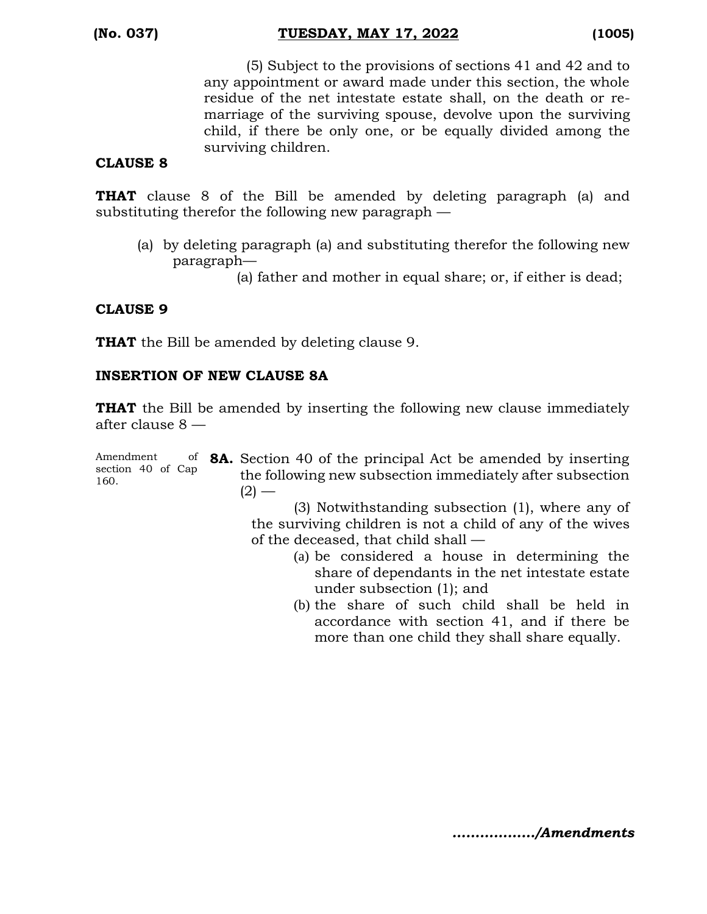(5) Subject to the provisions of sections 41 and 42 and to any appointment or award made under this section, the whole residue of the net intestate estate shall, on the death or re-marriage of the surviving spouse, devolve upon the surviving child, if there be only one, or be equally divided among the surviving children.

**CLAUSE 8**

**THAT** clause 8 of the Bill be amended by deleting paragraph (a) and substituting therefor the following new paragraph —

(a) by deleting paragraph (a) and substituting therefor the following new paragraph—

(a) father and mother in equal share; or, if either is dead;

**CLAUSE 9**

**THAT** the Bill be amended by deleting clause 9.

**INSERTION OF NEW CLAUSE 8A**

**THAT** the Bill be amended by inserting the following new clause immediately after clause 8 —

Amendment of section 40 of Cap 160.

**8A.** Section 40 of the principal Act be amended by inserting the following new subsection immediately after subsection (2) —

(3) Notwithstanding subsection (1), where any of the surviving children is not a child of any of the wives of the deceased, that child shall —

(a) be considered a house in determining the share of dependants in the net intestate estate under subsection (1); and

(b) the share of such child shall be held in accordance with section 41, and if there be more than one child they shall share equally.

*................./Amendments*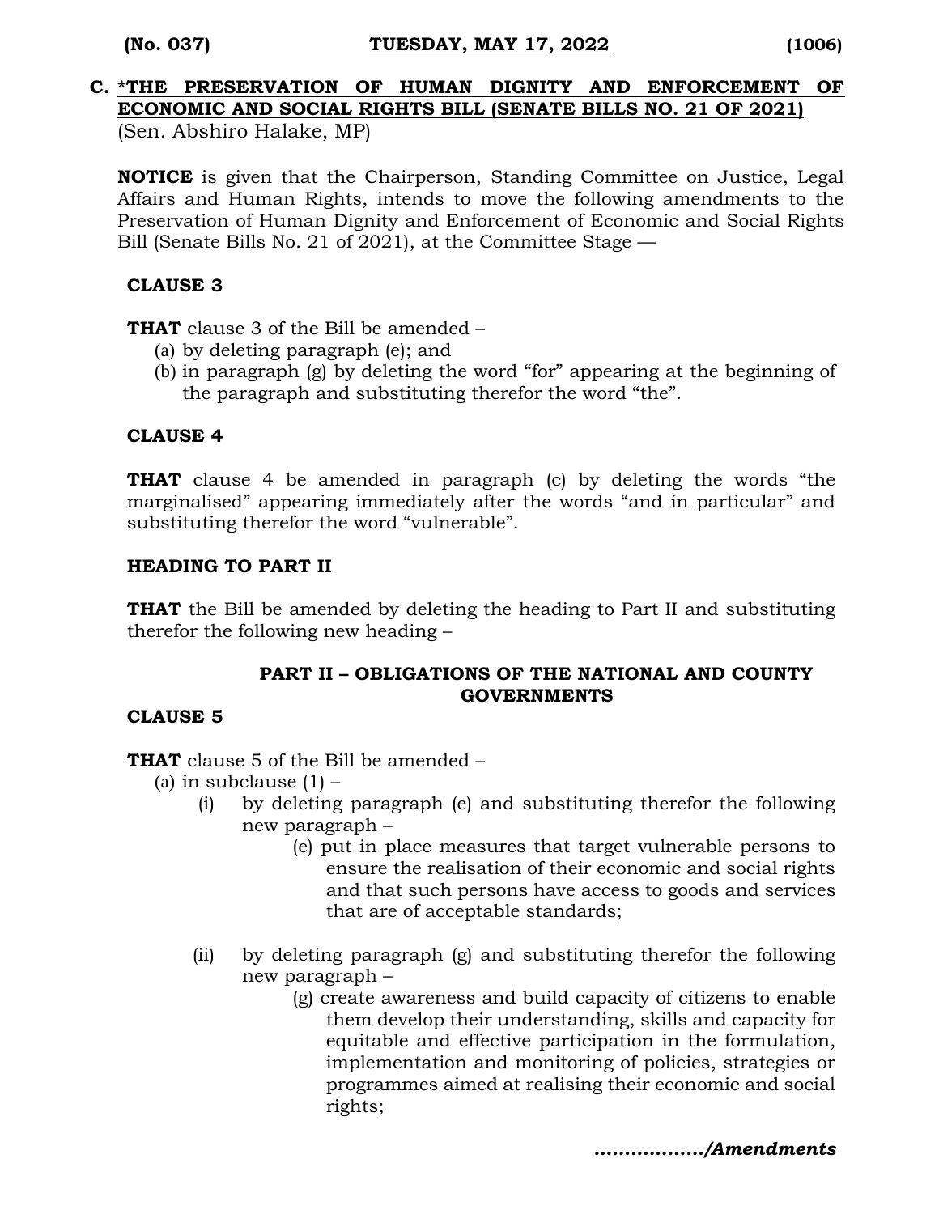## C. *THE PRESERVATION OF HUMAN DIGNITY AND ENFORCEMENT OF ECONOMIC AND SOCIAL RIGHTS BILL (SENATE BILLS NO. 21 OF 2021)

(Sen. Abshiro Halake, MP)

**NOTICE** is given that the Chairperson, Standing Committee on Justice, Legal Affairs and Human Rights, intends to move the following amendments to the Preservation of Human Dignity and Enforcement of Economic and Social Rights Bill (Senate Bills No. 21 of 2021), at the Committee Stage —

**CLAUSE 3**

**THAT** clause 3 of the Bill be amended –

(a) by deleting paragraph (e); and

(b) in paragraph (g) by deleting the word "for" appearing at the beginning of the paragraph and substituting therefor the word "the".

**CLAUSE 4**

**THAT** clause 4 be amended in paragraph (c) by deleting the words "the marginalised" appearing immediately after the words "and in particular" and substituting therefor the word "vulnerable".

**HEADING TO PART II**

**THAT** the Bill be amended by deleting the heading to Part II and substituting therefor the following new heading –

**PART II – OBLIGATIONS OF THE NATIONAL AND COUNTY GOVERNMENTS**

**CLAUSE 5**

**THAT** clause 5 of the Bill be amended –

(a) in subclause (1) –

(i) by deleting paragraph (e) and substituting therefor the following new paragraph –

(e) put in place measures that target vulnerable persons to ensure the realisation of their economic and social rights and that such persons have access to goods and services that are of acceptable standards;

(ii) by deleting paragraph (g) and substituting therefor the following new paragraph –

(g) create awareness and build capacity of citizens to enable them develop their understanding, skills and capacity for equitable and effective participation in the formulation, implementation and monitoring of policies, strategies or programmes aimed at realising their economic and social rights;

*................./Amendments*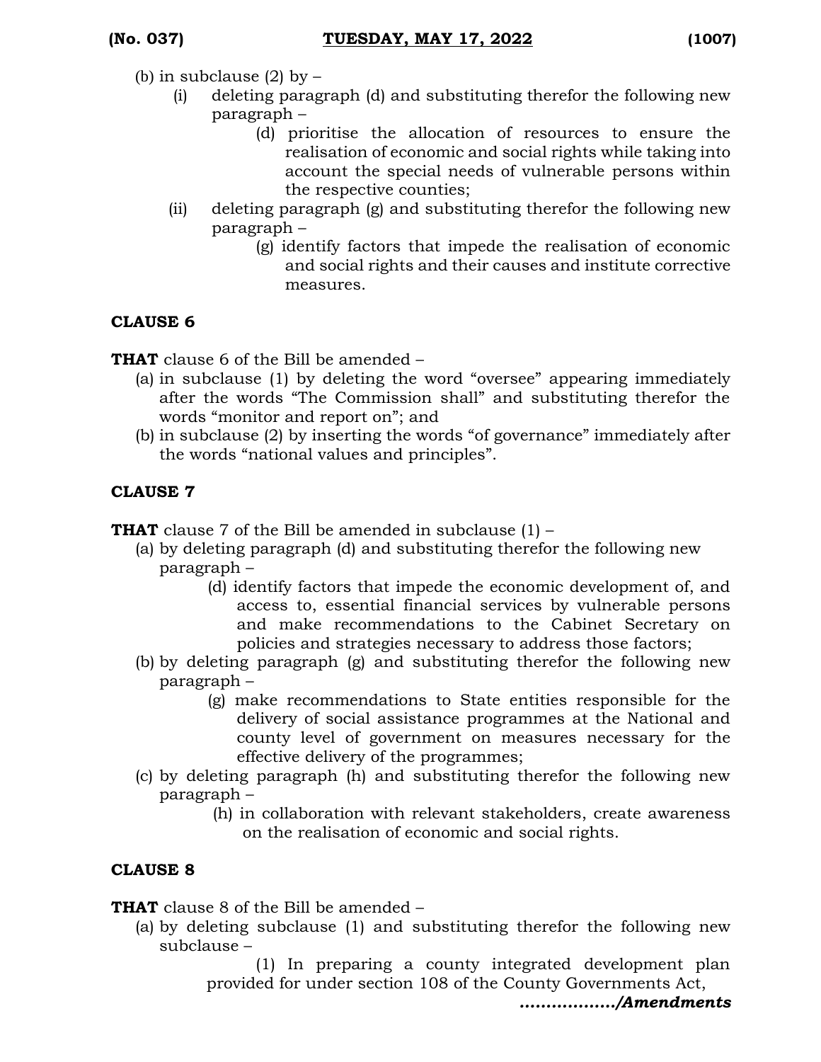(b) in subclause (2) by –

(i) deleting paragraph (d) and substituting therefor the following new paragraph –

> (d) prioritise the allocation of resources to ensure the realisation of economic and social rights while taking into account the special needs of vulnerable persons within the respective counties;

(ii) deleting paragraph (g) and substituting therefor the following new paragraph –

> (g) identify factors that impede the realisation of economic and social rights and their causes and institute corrective measures.

**CLAUSE 6**

**THAT** clause 6 of the Bill be amended –

(a) in subclause (1) by deleting the word "oversee" appearing immediately after the words "The Commission shall" and substituting therefor the words "monitor and report on"; and

(b) in subclause (2) by inserting the words "of governance" immediately after the words "national values and principles".

**CLAUSE 7**

**THAT** clause 7 of the Bill be amended in subclause (1) –

(a) by deleting paragraph (d) and substituting therefor the following new paragraph –

> (d) identify factors that impede the economic development of, and access to, essential financial services by vulnerable persons and make recommendations to the Cabinet Secretary on policies and strategies necessary to address those factors;

(b) by deleting paragraph (g) and substituting therefor the following new paragraph –

> (g) make recommendations to State entities responsible for the delivery of social assistance programmes at the National and county level of government on measures necessary for the effective delivery of the programmes;

(c) by deleting paragraph (h) and substituting therefor the following new paragraph –

> (h) in collaboration with relevant stakeholders, create awareness on the realisation of economic and social rights.

**CLAUSE 8**

**THAT** clause 8 of the Bill be amended –

(a) by deleting subclause (1) and substituting therefor the following new subclause –

> (1) In preparing a county integrated development plan provided for under section 108 of the County Governments Act,

*................./Amendments*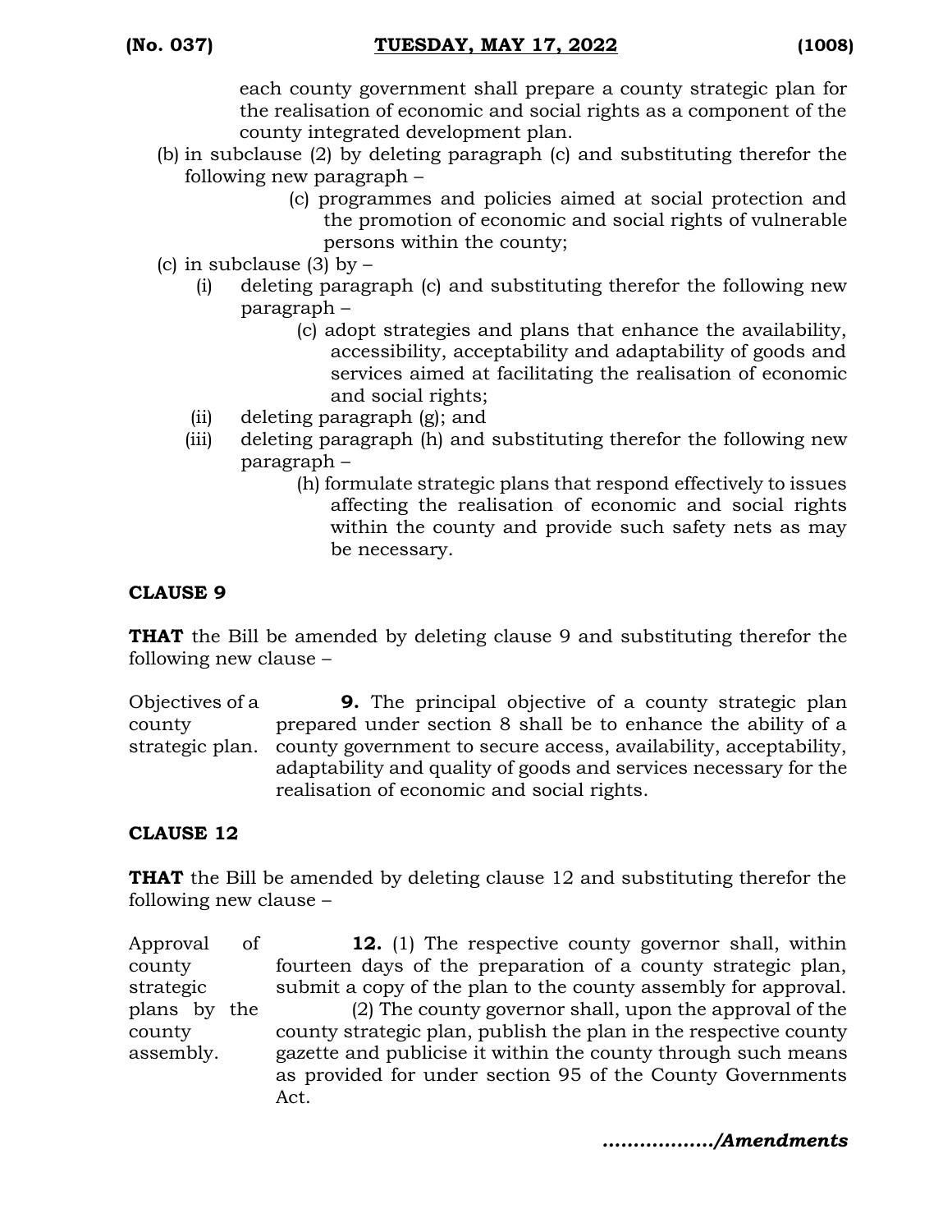each county government shall prepare a county strategic plan for the realisation of economic and social rights as a component of the county integrated development plan.

(b) in subclause (2) by deleting paragraph (c) and substituting therefor the following new paragraph –

> (c) programmes and policies aimed at social protection and the promotion of economic and social rights of vulnerable persons within the county;

(c) in subclause (3) by –

(i) deleting paragraph (c) and substituting therefor the following new paragraph –

> (c) adopt strategies and plans that enhance the availability, accessibility, acceptability and adaptability of goods and services aimed at facilitating the realisation of economic and social rights;

(ii) deleting paragraph (g); and

(iii) deleting paragraph (h) and substituting therefor the following new paragraph –

> (h) formulate strategic plans that respond effectively to issues affecting the realisation of economic and social rights within the county and provide such safety nets as may be necessary.

**CLAUSE 9**

**THAT** the Bill be amended by deleting clause 9 and substituting therefor the following new clause –

Objectives of a county strategic plan.

**9.** The principal objective of a county strategic plan prepared under section 8 shall be to enhance the ability of a county government to secure access, availability, acceptability, adaptability and quality of goods and services necessary for the realisation of economic and social rights.

**CLAUSE 12**

**THAT** the Bill be amended by deleting clause 12 and substituting therefor the following new clause –

Approval of county strategic plans by the county assembly.

**12.** (1) The respective county governor shall, within fourteen days of the preparation of a county strategic plan, submit a copy of the plan to the county assembly for approval.

(2) The county governor shall, upon the approval of the county strategic plan, publish the plan in the respective county gazette and publicise it within the county through such means as provided for under section 95 of the County Governments Act.

*................./Amendments*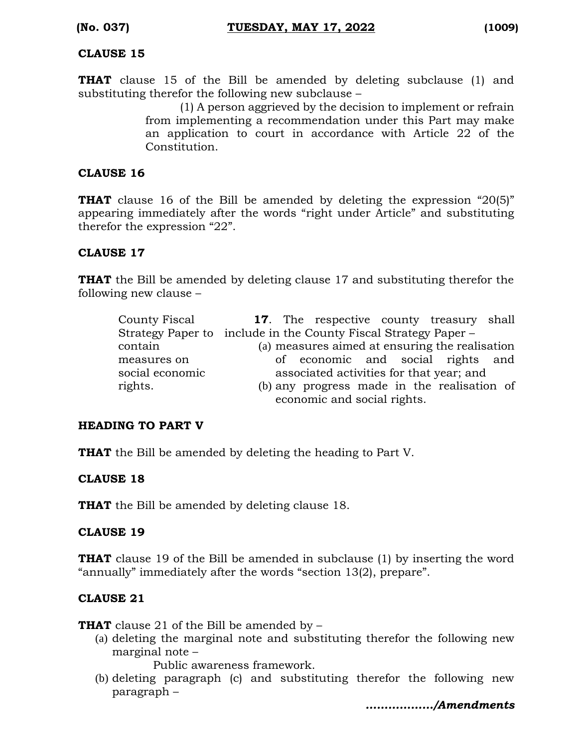**CLAUSE 15**

**THAT** clause 15 of the Bill be amended by deleting subclause (1) and substituting therefor the following new subclause –

> (1) A person aggrieved by the decision to implement or refrain from implementing a recommendation under this Part may make an application to court in accordance with Article 22 of the Constitution.

**CLAUSE 16**

**THAT** clause 16 of the Bill be amended by deleting the expression “20(5)” appearing immediately after the words “right under Article” and substituting therefor the expression “22”.

**CLAUSE 17**

**THAT** the Bill be amended by deleting clause 17 and substituting therefor the following new clause –

| | |
|---|---|
| County Fiscal Strategy Paper to contain measures on social economic rights. | **17**. The respective county treasury shall include in the County Fiscal Strategy Paper –<br>(a) measures aimed at ensuring the realisation of economic and social rights and associated activities for that year; and<br>(b) any progress made in the realisation of economic and social rights. |

**HEADING TO PART V**

**THAT** the Bill be amended by deleting the heading to Part V.

**CLAUSE 18**

**THAT** the Bill be amended by deleting clause 18.

**CLAUSE 19**

**THAT** clause 19 of the Bill be amended in subclause (1) by inserting the word “annually” immediately after the words “section 13(2), prepare”.

**CLAUSE 21**

**THAT** clause 21 of the Bill be amended by –

(a) deleting the marginal note and substituting therefor the following new marginal note –

> Public awareness framework.

(b) deleting paragraph (c) and substituting therefor the following new paragraph –

***................./Amendments***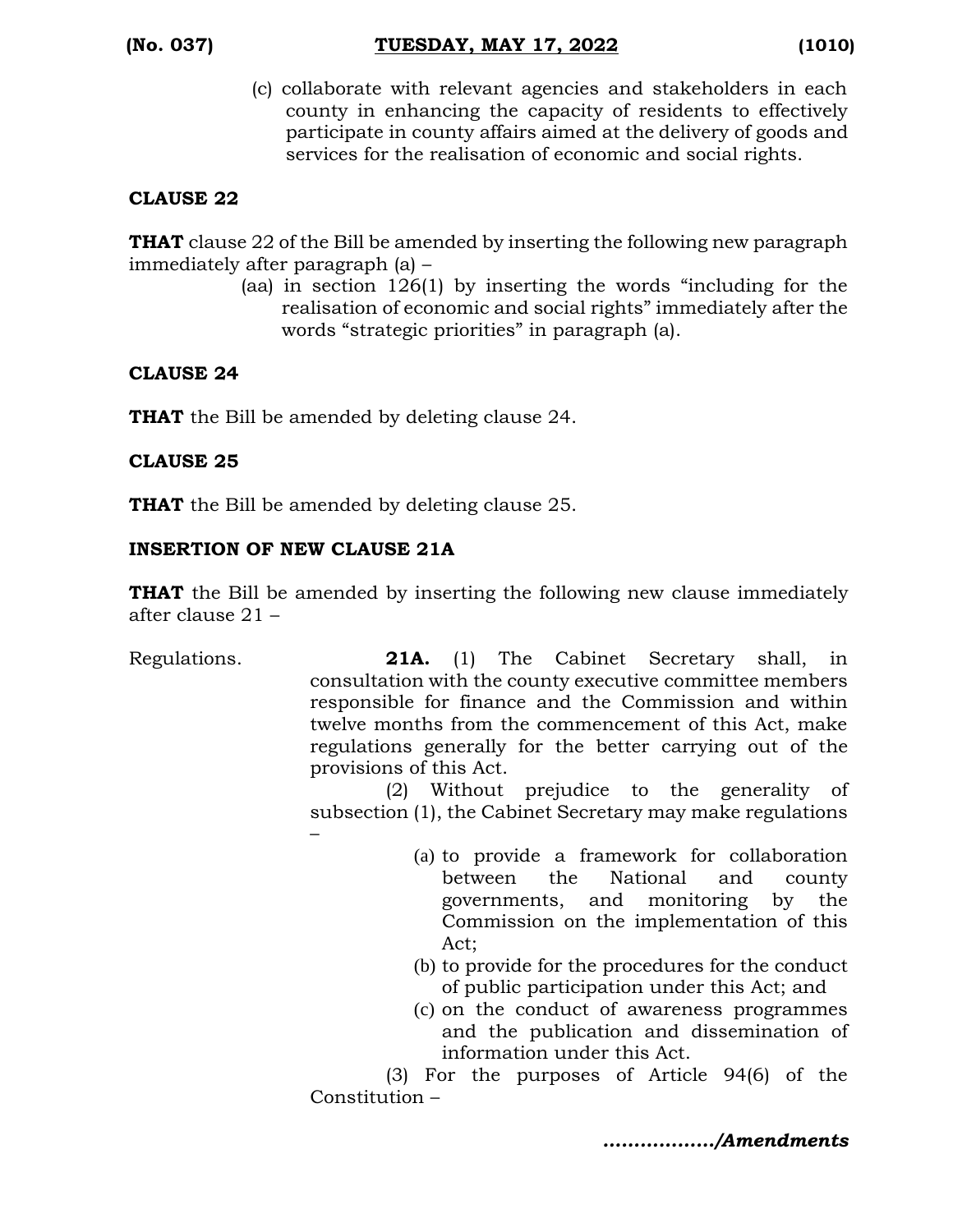(c) collaborate with relevant agencies and stakeholders in each county in enhancing the capacity of residents to effectively participate in county affairs aimed at the delivery of goods and services for the realisation of economic and social rights.

**CLAUSE 22**

**THAT** clause 22 of the Bill be amended by inserting the following new paragraph immediately after paragraph (a) –

(aa) in section 126(1) by inserting the words "including for the realisation of economic and social rights" immediately after the words "strategic priorities" in paragraph (a).

**CLAUSE 24**

**THAT** the Bill be amended by deleting clause 24.

**CLAUSE 25**

**THAT** the Bill be amended by deleting clause 25.

**INSERTION OF NEW CLAUSE 21A**

**THAT** the Bill be amended by inserting the following new clause immediately after clause 21 –

Regulations. **21A.** (1) The Cabinet Secretary shall, in consultation with the county executive committee members responsible for finance and the Commission and within twelve months from the commencement of this Act, make regulations generally for the better carrying out of the provisions of this Act.

(2) Without prejudice to the generality of subsection (1), the Cabinet Secretary may make regulations –

(a) to provide a framework for collaboration between the National and county governments, and monitoring by the Commission on the implementation of this Act;

(b) to provide for the procedures for the conduct of public participation under this Act; and

(c) on the conduct of awareness programmes and the publication and dissemination of information under this Act.

(3) For the purposes of Article 94(6) of the Constitution –

*................./Amendments*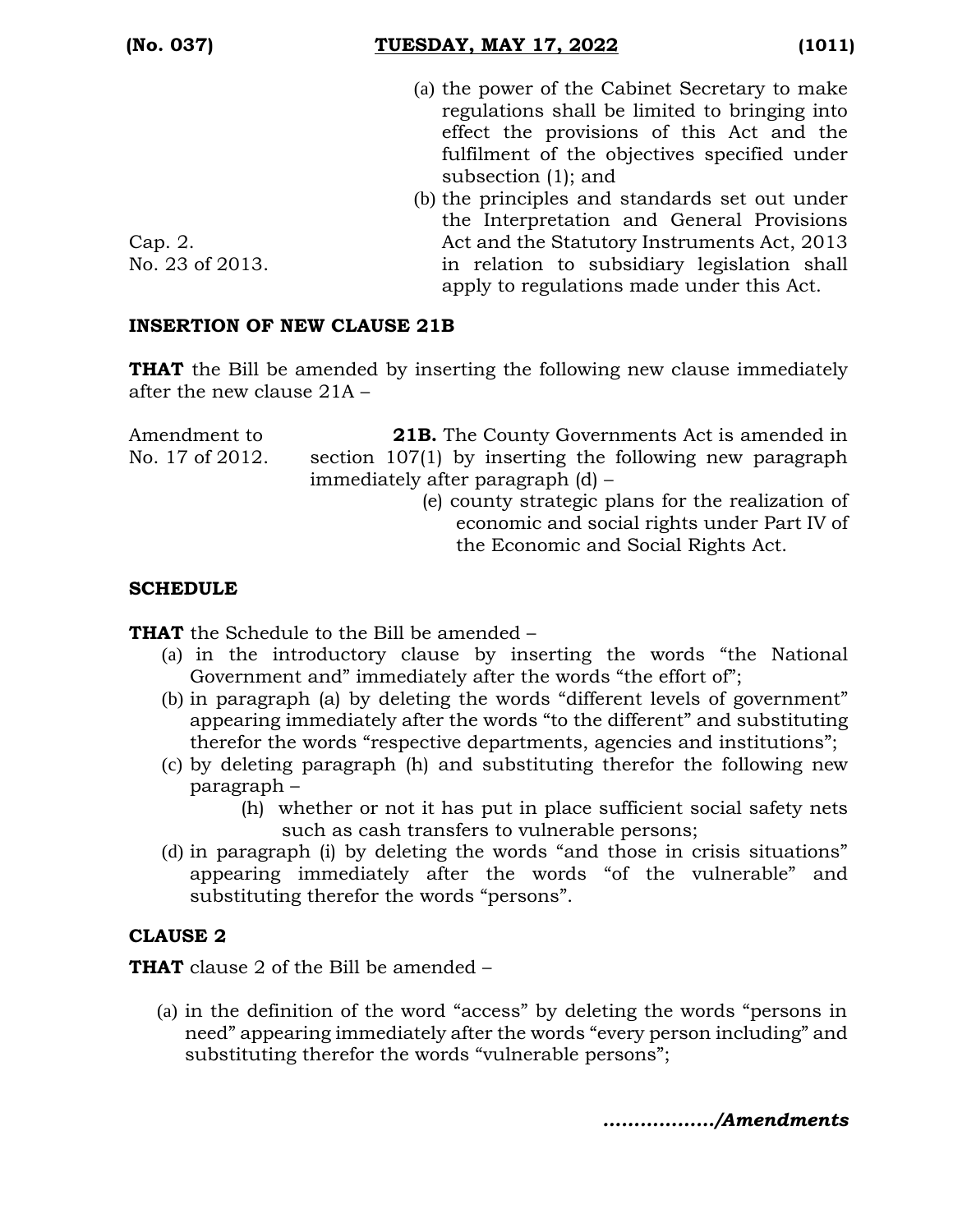(a) the power of the Cabinet Secretary to make regulations shall be limited to bringing into effect the provisions of this Act and the fulfilment of the objectives specified under subsection (1); and

(b) the principles and standards set out under the Interpretation and General Provisions Act and the Statutory Instruments Act, 2013 in relation to subsidiary legislation shall apply to regulations made under this Act.

Cap. 2.
No. 23 of 2013.

**INSERTION OF NEW CLAUSE 21B**

**THAT** the Bill be amended by inserting the following new clause immediately after the new clause 21A –

Amendment to No. 17 of 2012.

**21B.** The County Governments Act is amended in section 107(1) by inserting the following new paragraph immediately after paragraph (d) –

(e) county strategic plans for the realization of economic and social rights under Part IV of the Economic and Social Rights Act.

**SCHEDULE**

**THAT** the Schedule to the Bill be amended –

(a) in the introductory clause by inserting the words "the National Government and" immediately after the words "the effort of";

(b) in paragraph (a) by deleting the words "different levels of government" appearing immediately after the words "to the different" and substituting therefor the words "respective departments, agencies and institutions";

(c) by deleting paragraph (h) and substituting therefor the following new paragraph –

(h) whether or not it has put in place sufficient social safety nets such as cash transfers to vulnerable persons;

(d) in paragraph (i) by deleting the words "and those in crisis situations" appearing immediately after the words "of the vulnerable" and substituting therefor the words "persons".

**CLAUSE 2**

**THAT** clause 2 of the Bill be amended –

(a) in the definition of the word "access" by deleting the words "persons in need" appearing immediately after the words "every person including" and substituting therefor the words "vulnerable persons";

*................./Amendments*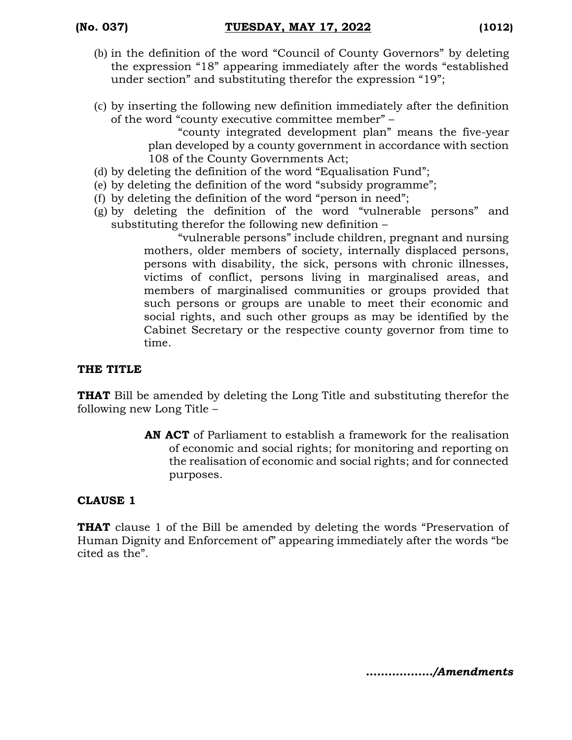(b) in the definition of the word "Council of County Governors" by deleting the expression "18" appearing immediately after the words "established under section" and substituting therefor the expression "19";

(c) by inserting the following new definition immediately after the definition of the word "county executive committee member" –

> "county integrated development plan" means the five-year plan developed by a county government in accordance with section 108 of the County Governments Act;

(d) by deleting the definition of the word "Equalisation Fund";

(e) by deleting the definition of the word "subsidy programme";

(f) by deleting the definition of the word "person in need";

(g) by deleting the definition of the word "vulnerable persons" and substituting therefor the following new definition –

> "vulnerable persons" include children, pregnant and nursing mothers, older members of society, internally displaced persons, persons with disability, the sick, persons with chronic illnesses, victims of conflict, persons living in marginalised areas, and members of marginalised communities or groups provided that such persons or groups are unable to meet their economic and social rights, and such other groups as may be identified by the Cabinet Secretary or the respective county governor from time to time.

**THE TITLE**

**THAT** Bill be amended by deleting the Long Title and substituting therefor the following new Long Title –

> **AN ACT** of Parliament to establish a framework for the realisation of economic and social rights; for monitoring and reporting on the realisation of economic and social rights; and for connected purposes.

**CLAUSE 1**

**THAT** clause 1 of the Bill be amended by deleting the words "Preservation of Human Dignity and Enforcement of" appearing immediately after the words "be cited as the".

*................./Amendments*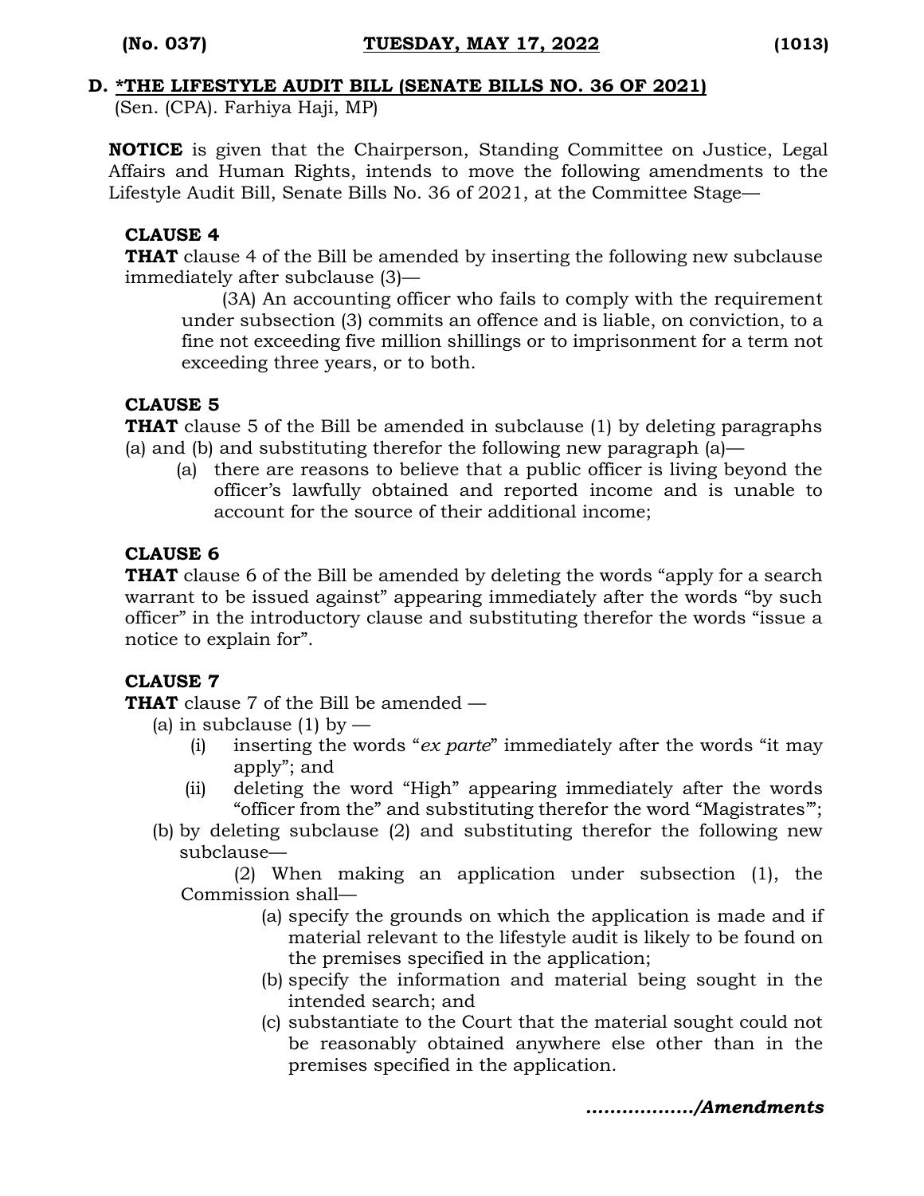## D. *THE LIFESTYLE AUDIT BILL (SENATE BILLS NO. 36 OF 2021)

(Sen. (CPA). Farhiya Haji, MP)

**NOTICE** is given that the Chairperson, Standing Committee on Justice, Legal Affairs and Human Rights, intends to move the following amendments to the Lifestyle Audit Bill, Senate Bills No. 36 of 2021, at the Committee Stage—

**CLAUSE 4**

**THAT** clause 4 of the Bill be amended by inserting the following new subclause immediately after subclause (3)—

> (3A) An accounting officer who fails to comply with the requirement under subsection (3) commits an offence and is liable, on conviction, to a fine not exceeding five million shillings or to imprisonment for a term not exceeding three years, or to both.

**CLAUSE 5**

**THAT** clause 5 of the Bill be amended in subclause (1) by deleting paragraphs (a) and (b) and substituting therefor the following new paragraph (a)—

> (a) there are reasons to believe that a public officer is living beyond the officer's lawfully obtained and reported income and is unable to account for the source of their additional income;

**CLAUSE 6**

**THAT** clause 6 of the Bill be amended by deleting the words "apply for a search warrant to be issued against" appearing immediately after the words "by such officer" in the introductory clause and substituting therefor the words "issue a notice to explain for".

**CLAUSE 7**

**THAT** clause 7 of the Bill be amended —

(a) in subclause (1) by —

   (i) inserting the words "*ex parte*" immediately after the words "it may apply"; and

   (ii) deleting the word "High" appearing immediately after the words "officer from the" and substituting therefor the word "Magistrates'";

(b) by deleting subclause (2) and substituting therefor the following new subclause—

> (2) When making an application under subsection (1), the Commission shall—
>
> (a) specify the grounds on which the application is made and if material relevant to the lifestyle audit is likely to be found on the premises specified in the application;
>
> (b) specify the information and material being sought in the intended search; and
>
> (c) substantiate to the Court that the material sought could not be reasonably obtained anywhere else other than in the premises specified in the application.

*................./Amendments*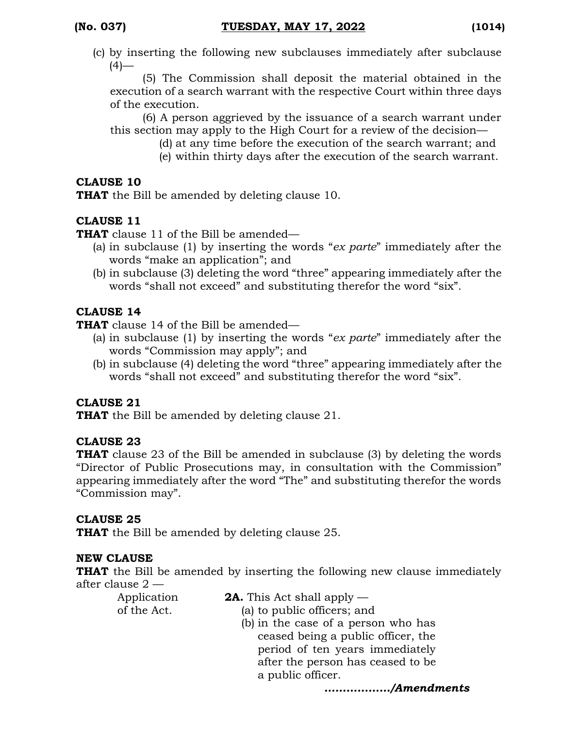(c) by inserting the following new subclauses immediately after subclause (4)—

(5) The Commission shall deposit the material obtained in the execution of a search warrant with the respective Court within three days of the execution.

(6) A person aggrieved by the issuance of a search warrant under this section may apply to the High Court for a review of the decision—

(d) at any time before the execution of the search warrant; and

(e) within thirty days after the execution of the search warrant.

**CLAUSE 10**

**THAT** the Bill be amended by deleting clause 10.

**CLAUSE 11**

**THAT** clause 11 of the Bill be amended—

(a) in subclause (1) by inserting the words "*ex parte*" immediately after the words "make an application"; and

(b) in subclause (3) deleting the word "three" appearing immediately after the words "shall not exceed" and substituting therefor the word "six".

**CLAUSE 14**

**THAT** clause 14 of the Bill be amended—

(a) in subclause (1) by inserting the words "*ex parte*" immediately after the words "Commission may apply"; and

(b) in subclause (4) deleting the word "three" appearing immediately after the words "shall not exceed" and substituting therefor the word "six".

**CLAUSE 21**

**THAT** the Bill be amended by deleting clause 21.

**CLAUSE 23**

**THAT** clause 23 of the Bill be amended in subclause (3) by deleting the words "Director of Public Prosecutions may, in consultation with the Commission" appearing immediately after the word "The" and substituting therefor the words "Commission may".

**CLAUSE 25**

**THAT** the Bill be amended by deleting clause 25.

**NEW CLAUSE**

**THAT** the Bill be amended by inserting the following new clause immediately after clause 2 —

Application of the Act.

**2A.** This Act shall apply —

(a) to public officers; and

(b) in the case of a person who has ceased being a public officer, the period of ten years immediately after the person has ceased to be a public officer.

*................./Amendments*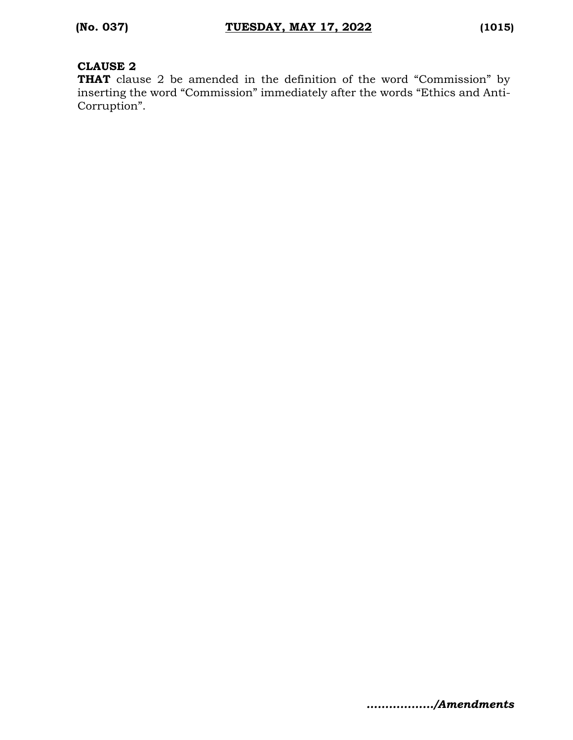**CLAUSE 2**

**THAT** clause 2 be amended in the definition of the word “Commission” by inserting the word “Commission” immediately after the words “Ethics and Anti-Corruption”.

*................./Amendments*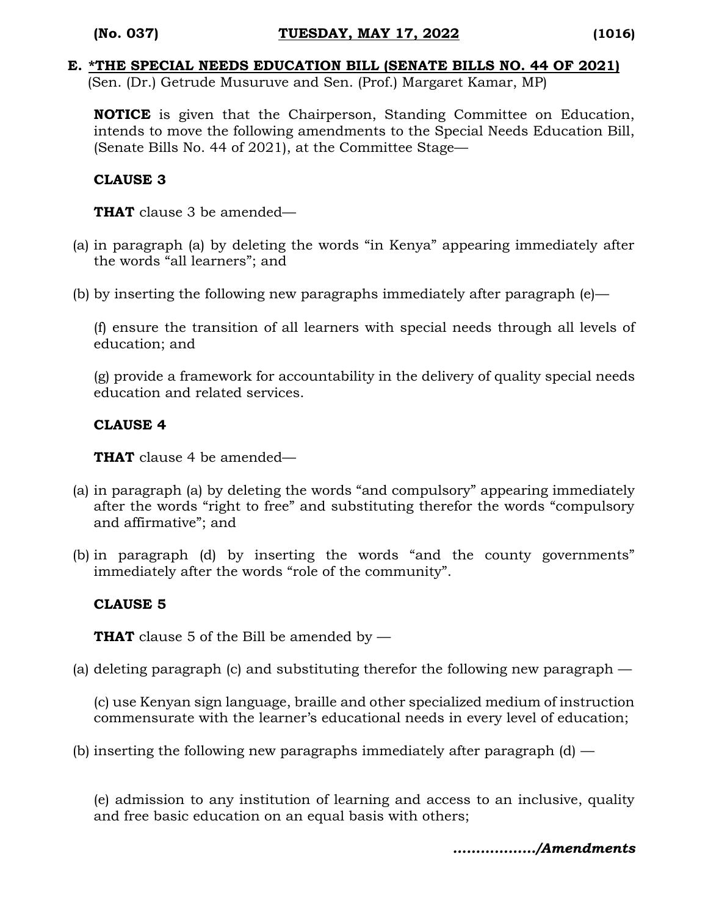## E. *THE SPECIAL NEEDS EDUCATION BILL (SENATE BILLS NO. 44 OF 2021)

(Sen. (Dr.) Getrude Musuruve and Sen. (Prof.) Margaret Kamar, MP)

**NOTICE** is given that the Chairperson, Standing Committee on Education, intends to move the following amendments to the Special Needs Education Bill, (Senate Bills No. 44 of 2021), at the Committee Stage—

**CLAUSE 3**

**THAT** clause 3 be amended—

(a) in paragraph (a) by deleting the words "in Kenya" appearing immediately after the words "all learners"; and

(b) by inserting the following new paragraphs immediately after paragraph (e)—

(f) ensure the transition of all learners with special needs through all levels of education; and

(g) provide a framework for accountability in the delivery of quality special needs education and related services.

**CLAUSE 4**

**THAT** clause 4 be amended—

(a) in paragraph (a) by deleting the words "and compulsory" appearing immediately after the words "right to free" and substituting therefor the words "compulsory and affirmative"; and

(b) in paragraph (d) by inserting the words "and the county governments" immediately after the words "role of the community".

**CLAUSE 5**

**THAT** clause 5 of the Bill be amended by —

(a) deleting paragraph (c) and substituting therefor the following new paragraph —

(c) use Kenyan sign language, braille and other specialized medium of instruction commensurate with the learner's educational needs in every level of education;

(b) inserting the following new paragraphs immediately after paragraph (d) —

(e) admission to any institution of learning and access to an inclusive, quality and free basic education on an equal basis with others;

*................./Amendments*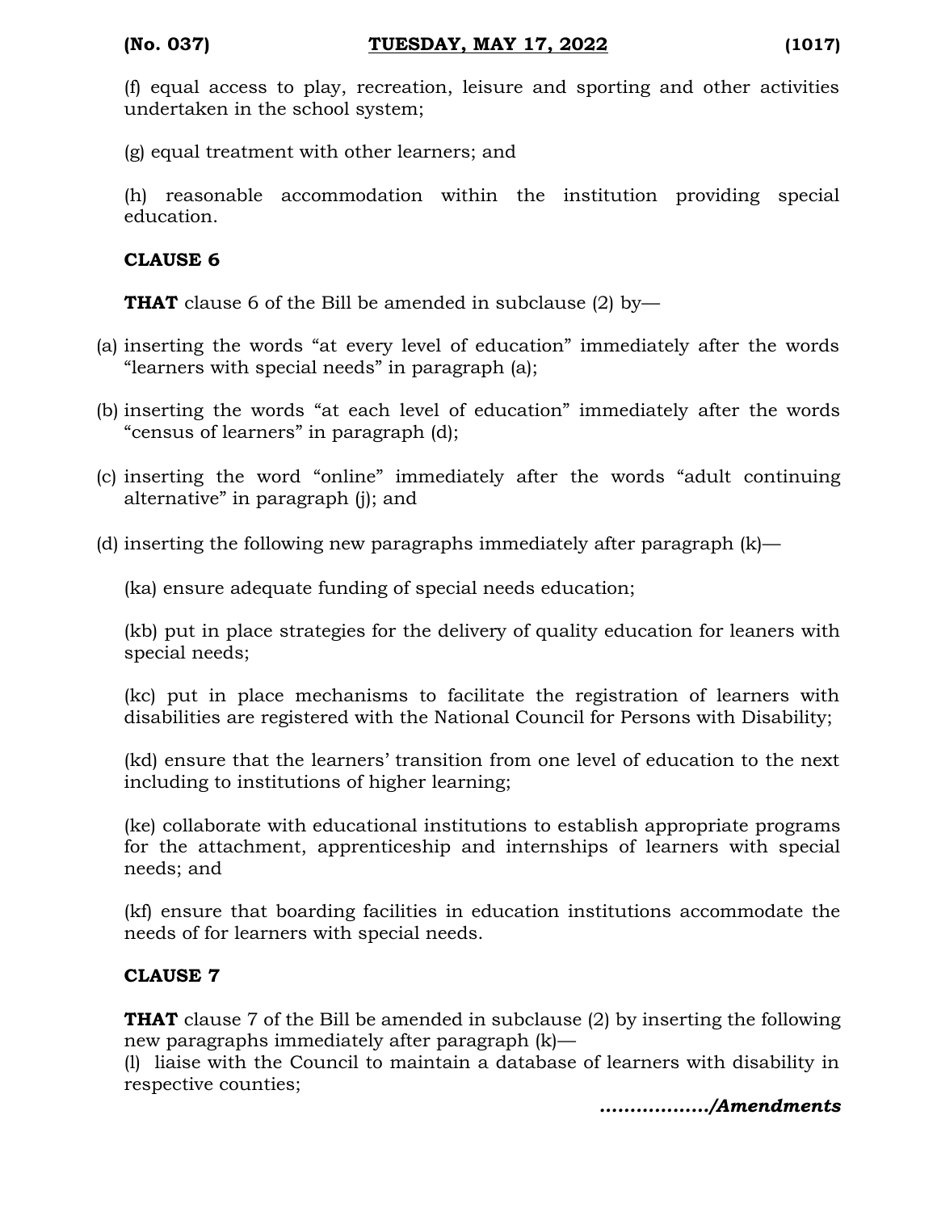(f) equal access to play, recreation, leisure and sporting and other activities undertaken in the school system;

(g) equal treatment with other learners; and

(h) reasonable accommodation within the institution providing special education.

**CLAUSE 6**

**THAT** clause 6 of the Bill be amended in subclause (2) by—

(a) inserting the words "at every level of education" immediately after the words "learners with special needs" in paragraph (a);

(b) inserting the words "at each level of education" immediately after the words "census of learners" in paragraph (d);

(c) inserting the word "online" immediately after the words "adult continuing alternative" in paragraph (j); and

(d) inserting the following new paragraphs immediately after paragraph (k)—

(ka) ensure adequate funding of special needs education;

(kb) put in place strategies for the delivery of quality education for leaners with special needs;

(kc) put in place mechanisms to facilitate the registration of learners with disabilities are registered with the National Council for Persons with Disability;

(kd) ensure that the learners' transition from one level of education to the next including to institutions of higher learning;

(ke) collaborate with educational institutions to establish appropriate programs for the attachment, apprenticeship and internships of learners with special needs; and

(kf) ensure that boarding facilities in education institutions accommodate the needs of for learners with special needs.

**CLAUSE 7**

**THAT** clause 7 of the Bill be amended in subclause (2) by inserting the following new paragraphs immediately after paragraph (k)—

(l) liaise with the Council to maintain a database of learners with disability in respective counties;

***................./Amendments***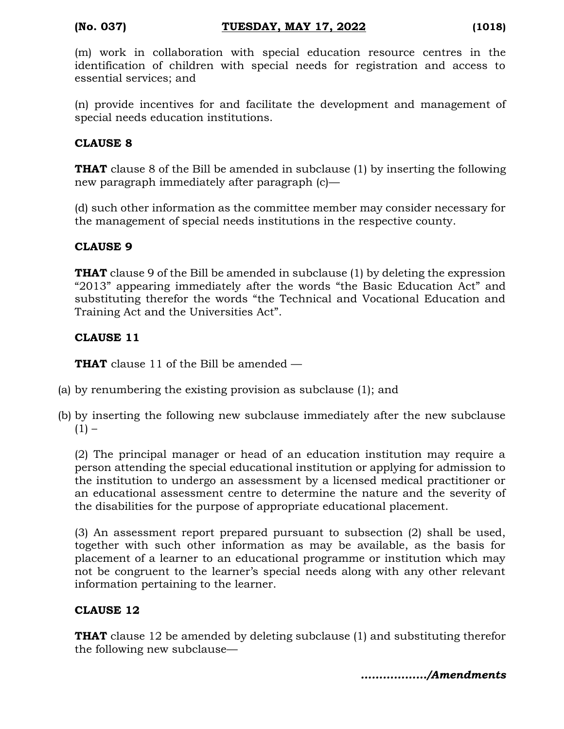(m) work in collaboration with special education resource centres in the identification of children with special needs for registration and access to essential services; and

(n) provide incentives for and facilitate the development and management of special needs education institutions.

**CLAUSE 8**

**THAT** clause 8 of the Bill be amended in subclause (1) by inserting the following new paragraph immediately after paragraph (c)—

(d) such other information as the committee member may consider necessary for the management of special needs institutions in the respective county.

**CLAUSE 9**

**THAT** clause 9 of the Bill be amended in subclause (1) by deleting the expression "2013" appearing immediately after the words "the Basic Education Act" and substituting therefor the words "the Technical and Vocational Education and Training Act and the Universities Act".

**CLAUSE 11**

**THAT** clause 11 of the Bill be amended —

(a) by renumbering the existing provision as subclause (1); and

(b) by inserting the following new subclause immediately after the new subclause (1) –

(2) The principal manager or head of an education institution may require a person attending the special educational institution or applying for admission to the institution to undergo an assessment by a licensed medical practitioner or an educational assessment centre to determine the nature and the severity of the disabilities for the purpose of appropriate educational placement.

(3) An assessment report prepared pursuant to subsection (2) shall be used, together with such other information as may be available, as the basis for placement of a learner to an educational programme or institution which may not be congruent to the learner's special needs along with any other relevant information pertaining to the learner.

**CLAUSE 12**

**THAT** clause 12 be amended by deleting subclause (1) and substituting therefor the following new subclause—

***................./Amendments***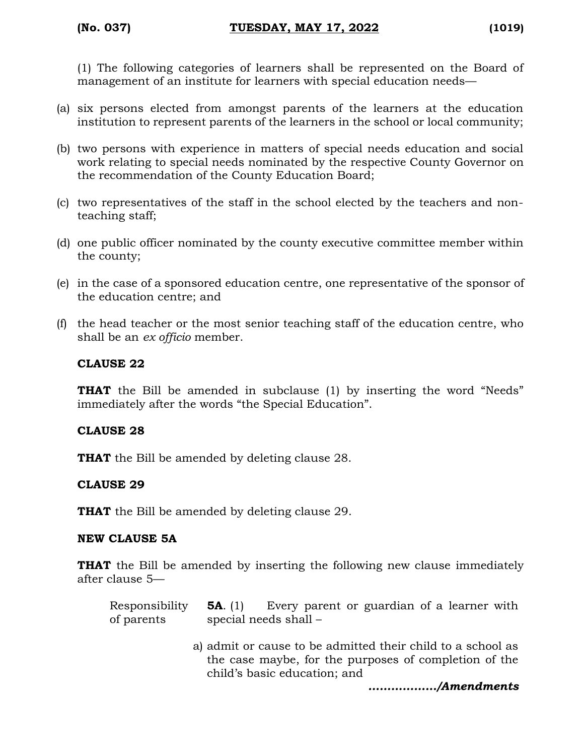(1) The following categories of learners shall be represented on the Board of management of an institute for learners with special education needs—

(a) six persons elected from amongst parents of the learners at the education institution to represent parents of the learners in the school or local community;

(b) two persons with experience in matters of special needs education and social work relating to special needs nominated by the respective County Governor on the recommendation of the County Education Board;

(c) two representatives of the staff in the school elected by the teachers and non-teaching staff;

(d) one public officer nominated by the county executive committee member within the county;

(e) in the case of a sponsored education centre, one representative of the sponsor of the education centre; and

(f) the head teacher or the most senior teaching staff of the education centre, who shall be an *ex officio* member.

**CLAUSE 22**

**THAT** the Bill be amended in subclause (1) by inserting the word "Needs" immediately after the words "the Special Education".

**CLAUSE 28**

**THAT** the Bill be amended by deleting clause 28.

**CLAUSE 29**

**THAT** the Bill be amended by deleting clause 29.

**NEW CLAUSE 5A**

**THAT** the Bill be amended by inserting the following new clause immediately after clause 5—

Responsibility of parents

**5A**. (1) Every parent or guardian of a learner with special needs shall –

a) admit or cause to be admitted their child to a school as the case maybe, for the purposes of completion of the child's basic education; and

*................./Amendments*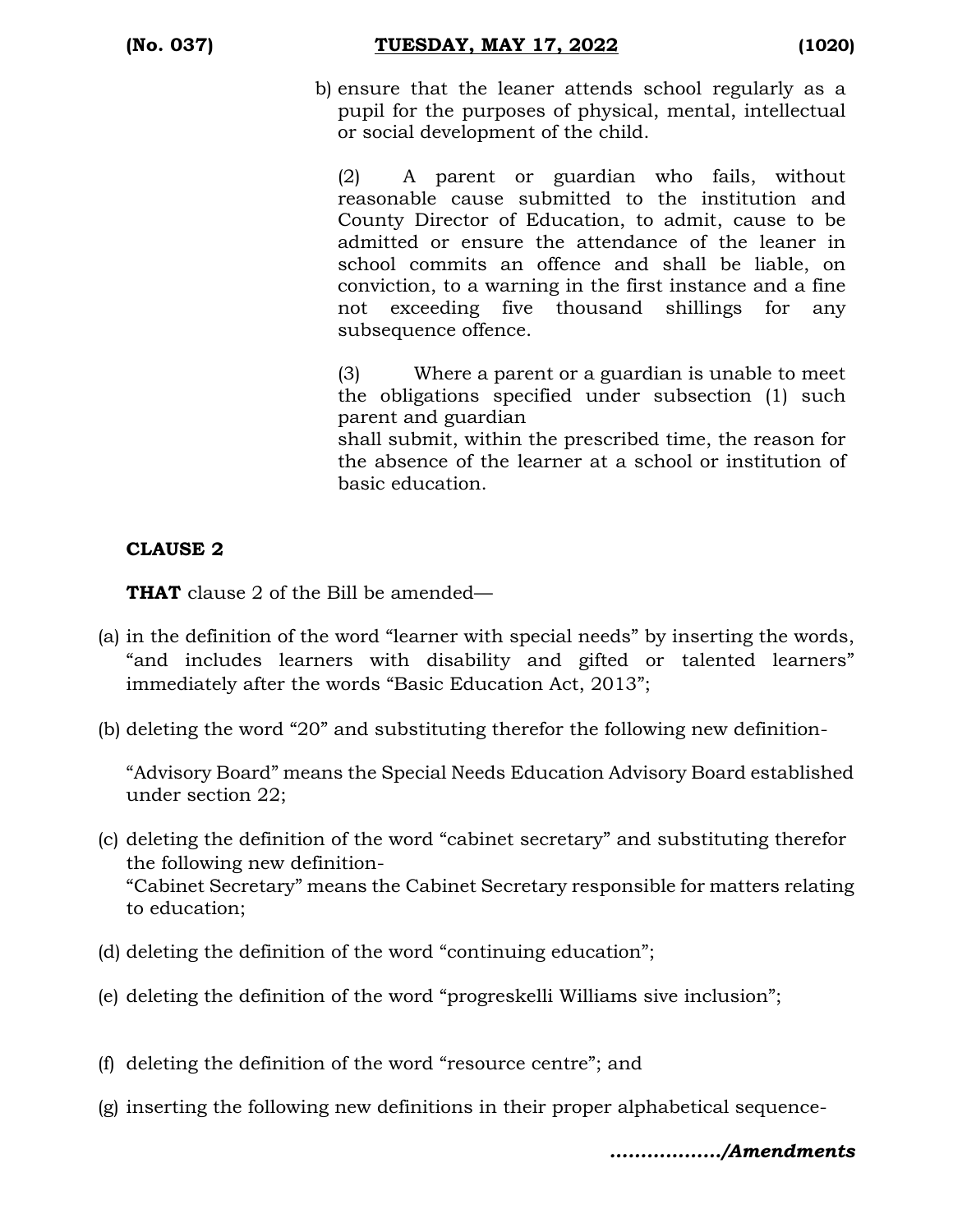b) ensure that the leaner attends school regularly as a pupil for the purposes of physical, mental, intellectual or social development of the child.

(2) A parent or guardian who fails, without reasonable cause submitted to the institution and County Director of Education, to admit, cause to be admitted or ensure the attendance of the leaner in school commits an offence and shall be liable, on conviction, to a warning in the first instance and a fine not exceeding five thousand shillings for any subsequence offence.

(3) Where a parent or a guardian is unable to meet the obligations specified under subsection (1) such parent and guardian
shall submit, within the prescribed time, the reason for the absence of the learner at a school or institution of basic education.

**CLAUSE 2**

**THAT** clause 2 of the Bill be amended—

(a) in the definition of the word "learner with special needs" by inserting the words, "and includes learners with disability and gifted or talented learners" immediately after the words "Basic Education Act, 2013";

(b) deleting the word "20" and substituting therefor the following new definition-

"Advisory Board" means the Special Needs Education Advisory Board established under section 22;

(c) deleting the definition of the word "cabinet secretary" and substituting therefor the following new definition-
"Cabinet Secretary" means the Cabinet Secretary responsible for matters relating to education;

(d) deleting the definition of the word "continuing education";

(e) deleting the definition of the word "progreskelli Williams sive inclusion";

(f) deleting the definition of the word "resource centre"; and

(g) inserting the following new definitions in their proper alphabetical sequence-

*................./Amendments*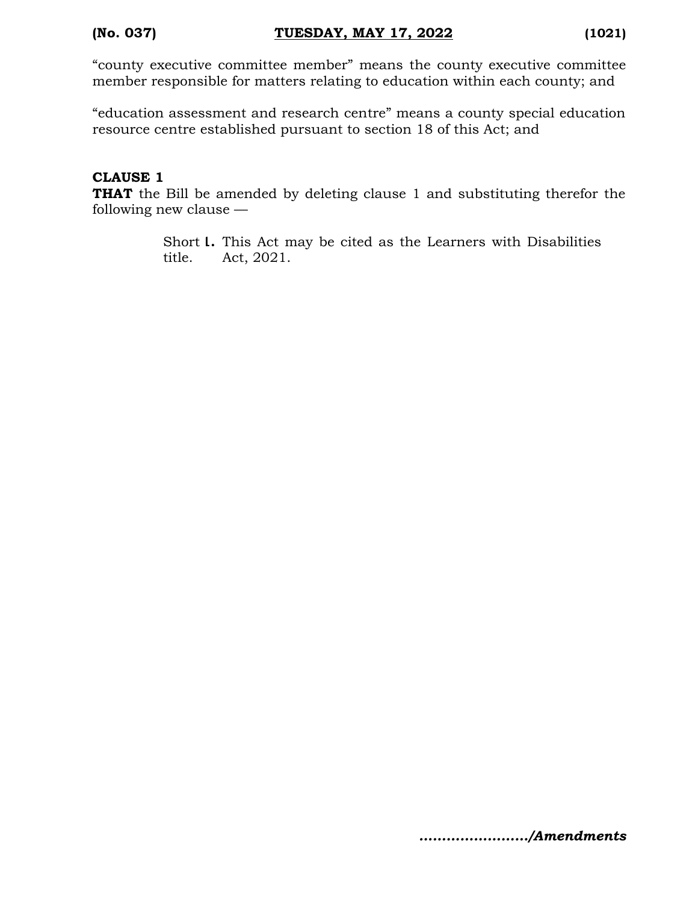"county executive committee member" means the county executive committee member responsible for matters relating to education within each county; and

"education assessment and research centre" means a county special education resource centre established pursuant to section 18 of this Act; and

**CLAUSE 1**

**THAT** the Bill be amended by deleting clause 1 and substituting therefor the following new clause —

Short title. **1.** This Act may be cited as the Learners with Disabilities Act, 2021.

*....................../Amendments*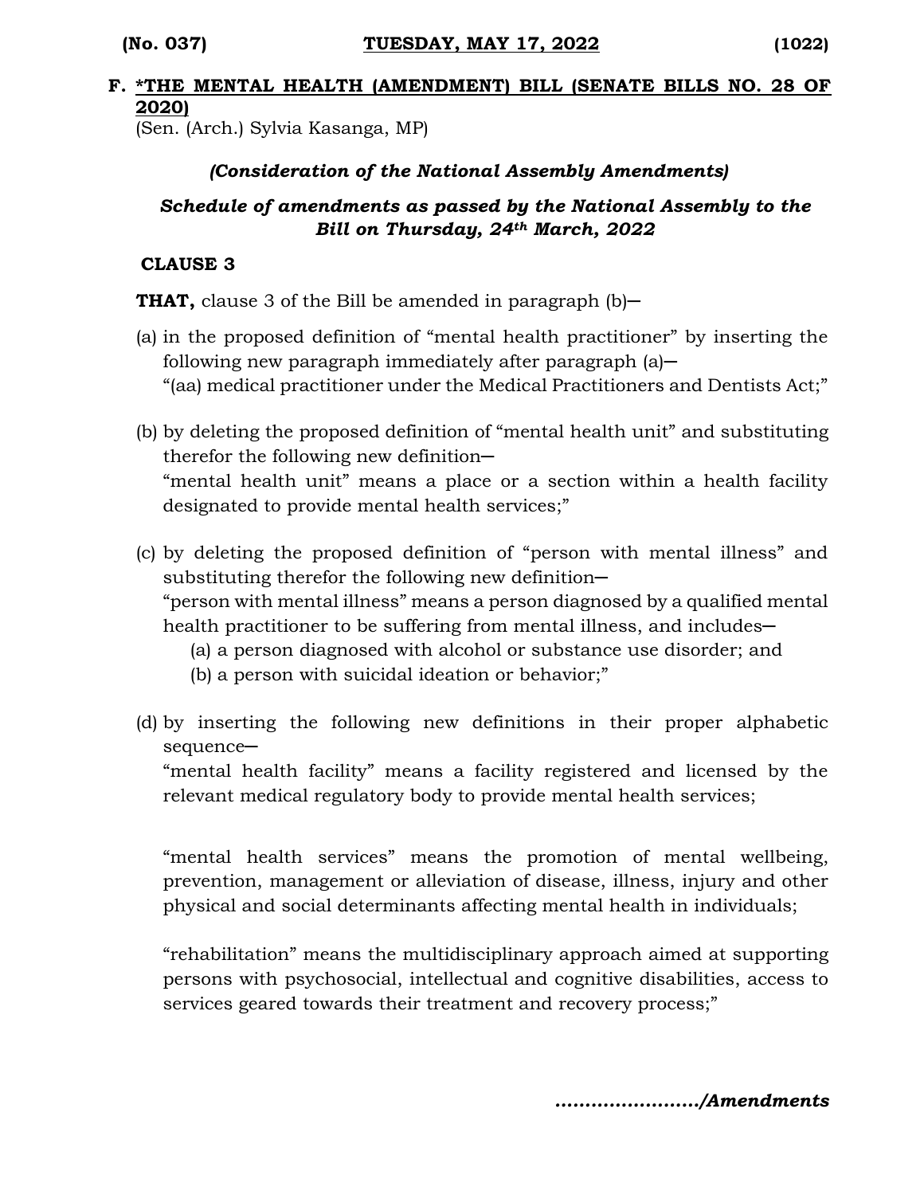## F. *THE MENTAL HEALTH (AMENDMENT) BILL (SENATE BILLS NO. 28 OF 2020)

(Sen. (Arch.) Sylvia Kasanga, MP)

***(Consideration of the National Assembly Amendments)***

***Schedule of amendments as passed by the National Assembly to the Bill on Thursday, 24th March, 2022***

**CLAUSE 3**

**THAT,** clause 3 of the Bill be amended in paragraph (b)─

(a) in the proposed definition of "mental health practitioner" by inserting the following new paragraph immediately after paragraph (a)─
"(aa) medical practitioner under the Medical Practitioners and Dentists Act;"

(b) by deleting the proposed definition of "mental health unit" and substituting therefor the following new definition─
"mental health unit" means a place or a section within a health facility designated to provide mental health services;"

(c) by deleting the proposed definition of "person with mental illness" and substituting therefor the following new definition─
"person with mental illness" means a person diagnosed by a qualified mental health practitioner to be suffering from mental illness, and includes─
  (a) a person diagnosed with alcohol or substance use disorder; and
  (b) a person with suicidal ideation or behavior;"

(d) by inserting the following new definitions in their proper alphabetic sequence─
"mental health facility" means a facility registered and licensed by the relevant medical regulatory body to provide mental health services;

"mental health services" means the promotion of mental wellbeing, prevention, management or alleviation of disease, illness, injury and other physical and social determinants affecting mental health in individuals;

"rehabilitation" means the multidisciplinary approach aimed at supporting persons with psychosocial, intellectual and cognitive disabilities, access to services geared towards their treatment and recovery process;"

***……………………/Amendments***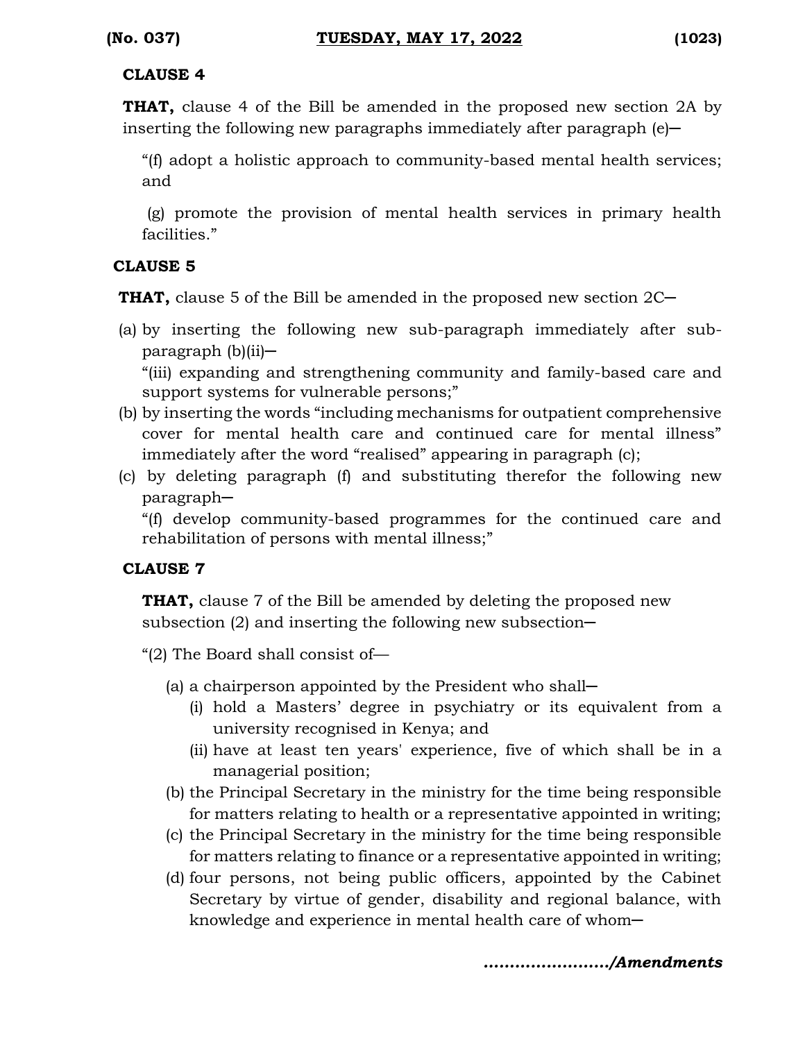**CLAUSE 4**

**THAT,** clause 4 of the Bill be amended in the proposed new section 2A by inserting the following new paragraphs immediately after paragraph (e)─

"(f) adopt a holistic approach to community-based mental health services; and

(g) promote the provision of mental health services in primary health facilities."

**CLAUSE 5**

**THAT,** clause 5 of the Bill be amended in the proposed new section 2C─

(a) by inserting the following new sub-paragraph immediately after sub-paragraph (b)(ii)─

"(iii) expanding and strengthening community and family-based care and support systems for vulnerable persons;"

(b) by inserting the words "including mechanisms for outpatient comprehensive cover for mental health care and continued care for mental illness" immediately after the word "realised" appearing in paragraph (c);

(c) by deleting paragraph (f) and substituting therefor the following new paragraph─

"(f) develop community-based programmes for the continued care and rehabilitation of persons with mental illness;"

**CLAUSE 7**

**THAT,** clause 7 of the Bill be amended by deleting the proposed new subsection (2) and inserting the following new subsection─

"(2) The Board shall consist of—

(a) a chairperson appointed by the President who shall─
   (i) hold a Masters' degree in psychiatry or its equivalent from a university recognised in Kenya; and
   (ii) have at least ten years' experience, five of which shall be in a managerial position;

(b) the Principal Secretary in the ministry for the time being responsible for matters relating to health or a representative appointed in writing;

(c) the Principal Secretary in the ministry for the time being responsible for matters relating to finance or a representative appointed in writing;

(d) four persons, not being public officers, appointed by the Cabinet Secretary by virtue of gender, disability and regional balance, with knowledge and experience in mental health care of whom─

*....................../Amendments*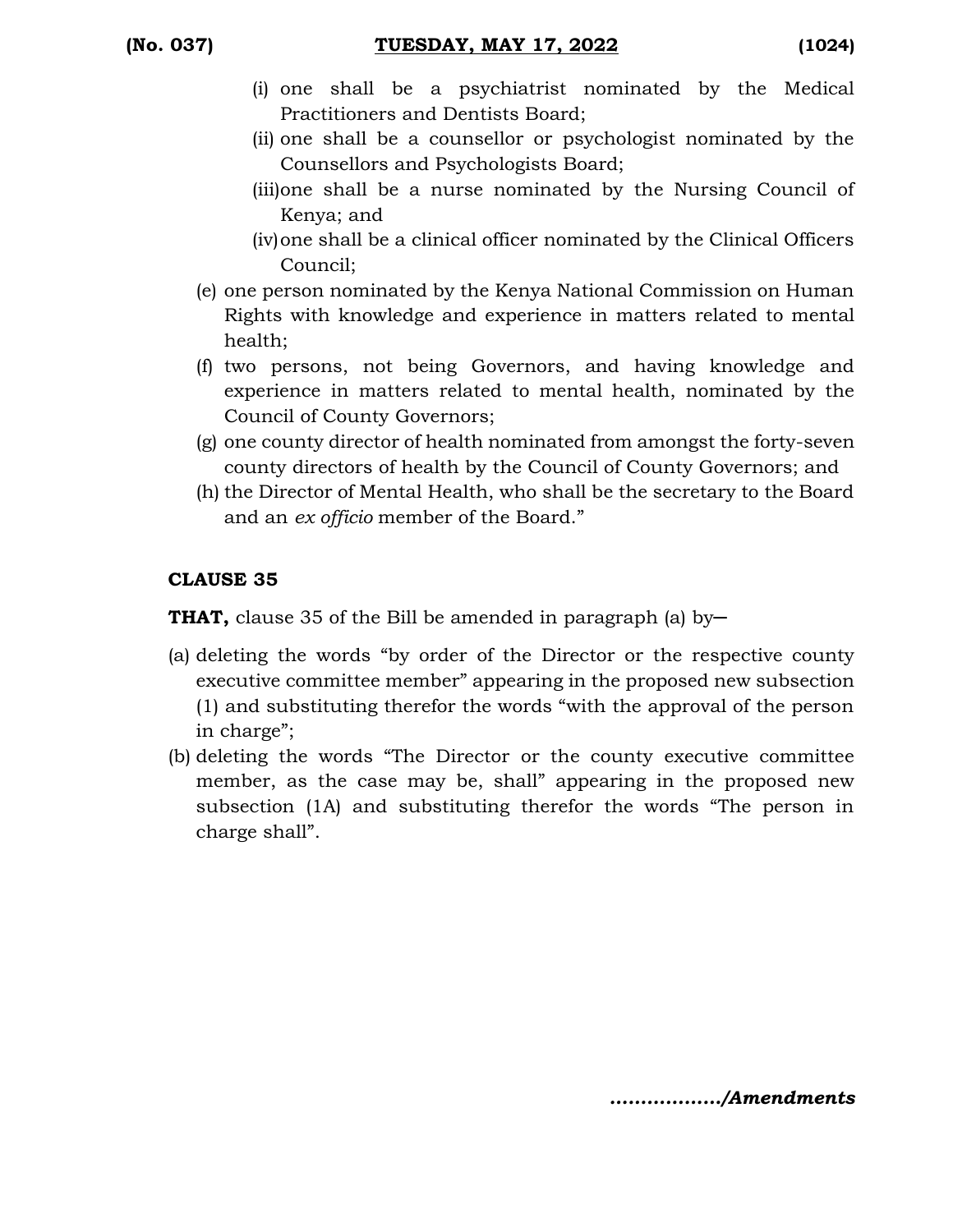(i) one shall be a psychiatrist nominated by the Medical Practitioners and Dentists Board;
(ii) one shall be a counsellor or psychologist nominated by the Counsellors and Psychologists Board;
(iii) one shall be a nurse nominated by the Nursing Council of Kenya; and
(iv) one shall be a clinical officer nominated by the Clinical Officers Council;

(e) one person nominated by the Kenya National Commission on Human Rights with knowledge and experience in matters related to mental health;

(f) two persons, not being Governors, and having knowledge and experience in matters related to mental health, nominated by the Council of County Governors;

(g) one county director of health nominated from amongst the forty-seven county directors of health by the Council of County Governors; and

(h) the Director of Mental Health, who shall be the secretary to the Board and an *ex officio* member of the Board."

**CLAUSE 35**

**THAT,** clause 35 of the Bill be amended in paragraph (a) by—

(a) deleting the words "by order of the Director or the respective county executive committee member" appearing in the proposed new subsection (1) and substituting therefor the words "with the approval of the person in charge";

(b) deleting the words "The Director or the county executive committee member, as the case may be, shall" appearing in the proposed new subsection (1A) and substituting therefor the words "The person in charge shall".

***................/Amendments***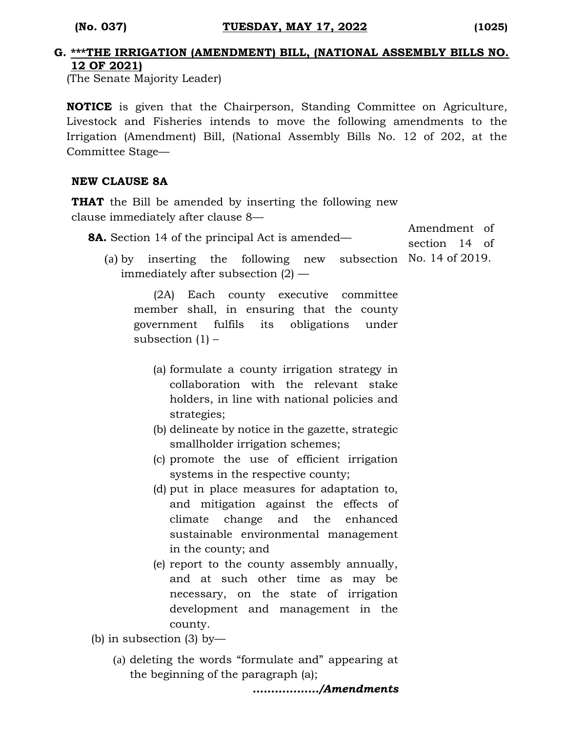## G. ***THE IRRIGATION (AMENDMENT) BILL, (NATIONAL ASSEMBLY BILLS NO. 12 OF 2021)

(The Senate Majority Leader)

**NOTICE** is given that the Chairperson, Standing Committee on Agriculture, Livestock and Fisheries intends to move the following amendments to the Irrigation (Amendment) Bill, (National Assembly Bills No. 12 of 202, at the Committee Stage—

**NEW CLAUSE 8A**

**THAT** the Bill be amended by inserting the following new clause immediately after clause 8—

Amendment of section 14 of No. 14 of 2019.

**8A.** Section 14 of the principal Act is amended—

(a) by inserting the following new subsection immediately after subsection (2) —

(2A) Each county executive committee member shall, in ensuring that the county government fulfils its obligations under subsection (1) –

(a) formulate a county irrigation strategy in collaboration with the relevant stake holders, in line with national policies and strategies;

(b) delineate by notice in the gazette, strategic smallholder irrigation schemes;

(c) promote the use of efficient irrigation systems in the respective county;

(d) put in place measures for adaptation to, and mitigation against the effects of climate change and the enhanced sustainable environmental management in the county; and

(e) report to the county assembly annually, and at such other time as may be necessary, on the state of irrigation development and management in the county.

(b) in subsection (3) by—

(a) deleting the words "formulate and" appearing at the beginning of the paragraph (a);

*................./Amendments*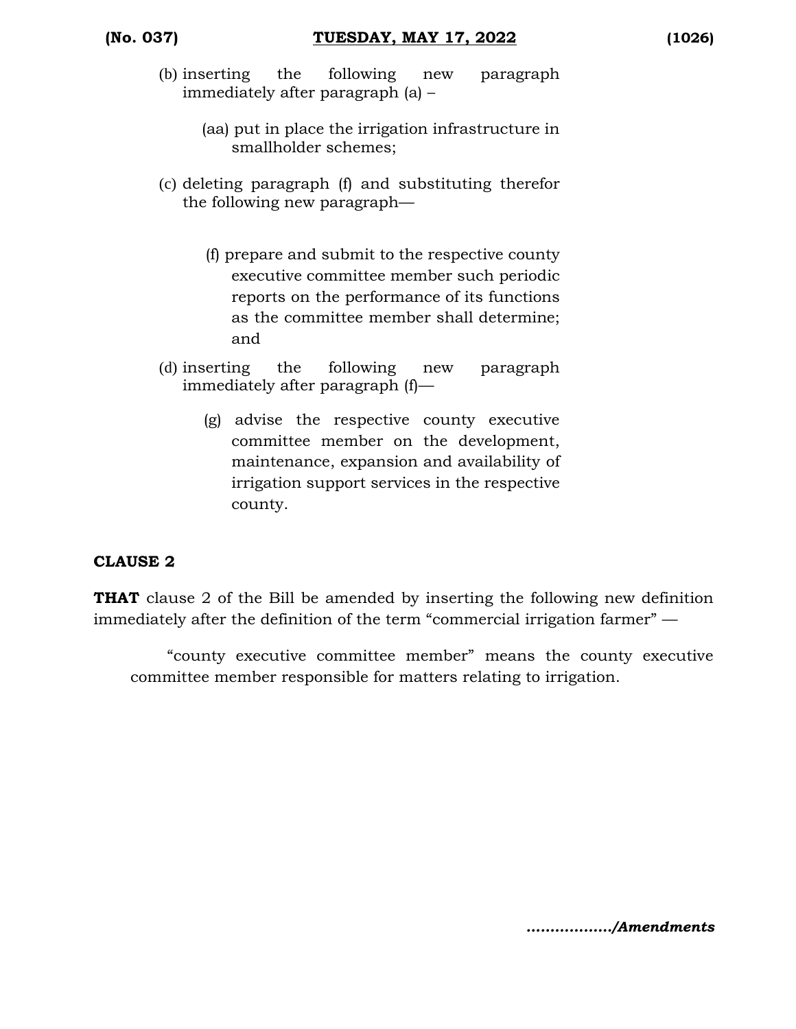(b) inserting the following new paragraph immediately after paragraph (a) –

> (aa) put in place the irrigation infrastructure in smallholder schemes;

(c) deleting paragraph (f) and substituting therefor the following new paragraph—

> (f) prepare and submit to the respective county executive committee member such periodic reports on the performance of its functions as the committee member shall determine; and

(d) inserting the following new paragraph immediately after paragraph (f)—

> (g) advise the respective county executive committee member on the development, maintenance, expansion and availability of irrigation support services in the respective county.

**CLAUSE 2**

**THAT** clause 2 of the Bill be amended by inserting the following new definition immediately after the definition of the term "commercial irrigation farmer" —

> "county executive committee member" means the county executive committee member responsible for matters relating to irrigation.

***................./Amendments***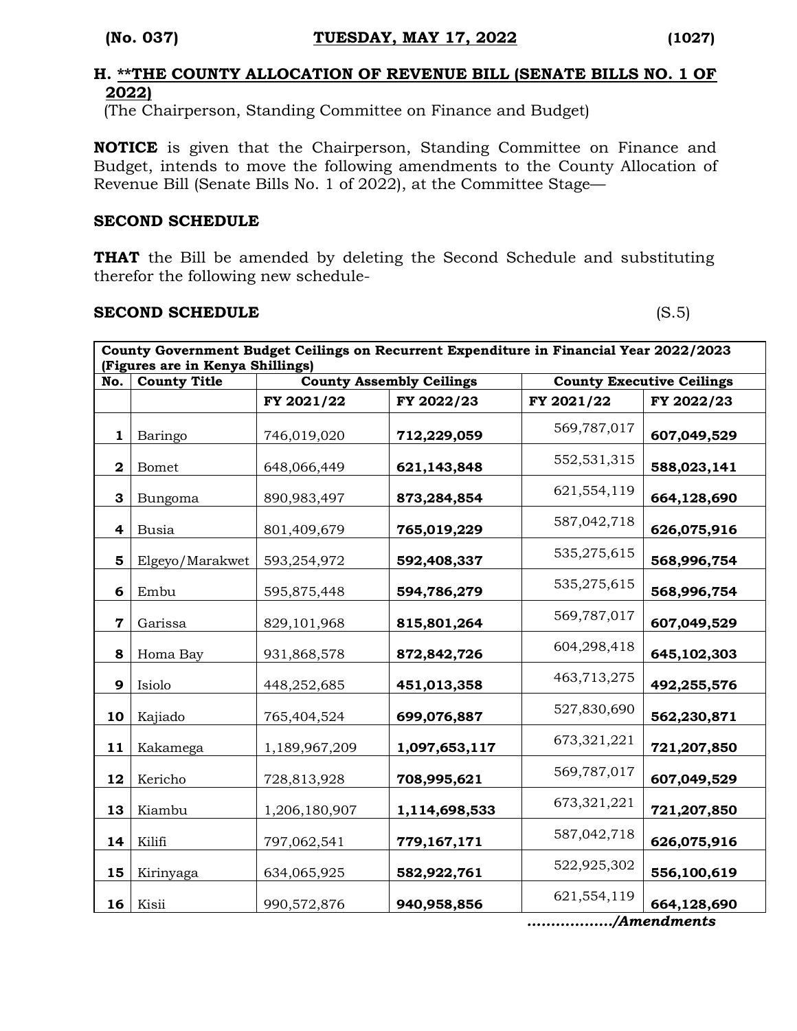## H. **THE COUNTY ALLOCATION OF REVENUE BILL (SENATE BILLS NO. 1 OF 2022)

(The Chairperson, Standing Committee on Finance and Budget)

**NOTICE** is given that the Chairperson, Standing Committee on Finance and Budget, intends to move the following amendments to the County Allocation of Revenue Bill (Senate Bills No. 1 of 2022), at the Committee Stage—

**SECOND SCHEDULE**

**THAT** the Bill be amended by deleting the Second Schedule and substituting therefor the following new schedule-

**SECOND SCHEDULE** (S.5)

| County Government Budget Ceilings on Recurrent Expenditure in Financial Year 2022/2023 (Figures are in Kenya Shillings) | | | | | |
|---|---|---|---|---|---|
| **No.** | **County Title** | **County Assembly Ceilings** | | **County Executive Ceilings** | |
| | | **FY 2021/22** | **FY 2022/23** | **FY 2021/22** | **FY 2022/23** |
| **1** | Baringo | 746,019,020 | **712,229,059** | 569,787,017 | **607,049,529** |
| **2** | Bomet | 648,066,449 | **621,143,848** | 552,531,315 | **588,023,141** |
| **3** | Bungoma | 890,983,497 | **873,284,854** | 621,554,119 | **664,128,690** |
| **4** | Busia | 801,409,679 | **765,019,229** | 587,042,718 | **626,075,916** |
| **5** | Elgeyo/Marakwet | 593,254,972 | **592,408,337** | 535,275,615 | **568,996,754** |
| **6** | Embu | 595,875,448 | **594,786,279** | 535,275,615 | **568,996,754** |
| **7** | Garissa | 829,101,968 | **815,801,264** | 569,787,017 | **607,049,529** |
| **8** | Homa Bay | 931,868,578 | **872,842,726** | 604,298,418 | **645,102,303** |
| **9** | Isiolo | 448,252,685 | **451,013,358** | 463,713,275 | **492,255,576** |
| **10** | Kajiado | 765,404,524 | **699,076,887** | 527,830,690 | **562,230,871** |
| **11** | Kakamega | 1,189,967,209 | **1,097,653,117** | 673,321,221 | **721,207,850** |
| **12** | Kericho | 728,813,928 | **708,995,621** | 569,787,017 | **607,049,529** |
| **13** | Kiambu | 1,206,180,907 | **1,114,698,533** | 673,321,221 | **721,207,850** |
| **14** | Kilifi | 797,062,541 | **779,167,171** | 587,042,718 | **626,075,916** |
| **15** | Kirinyaga | 634,065,925 | **582,922,761** | 522,925,302 | **556,100,619** |
| **16** | Kisii | 990,572,876 | **940,958,856** | 621,554,119 | **664,128,690** |

*................./Amendments*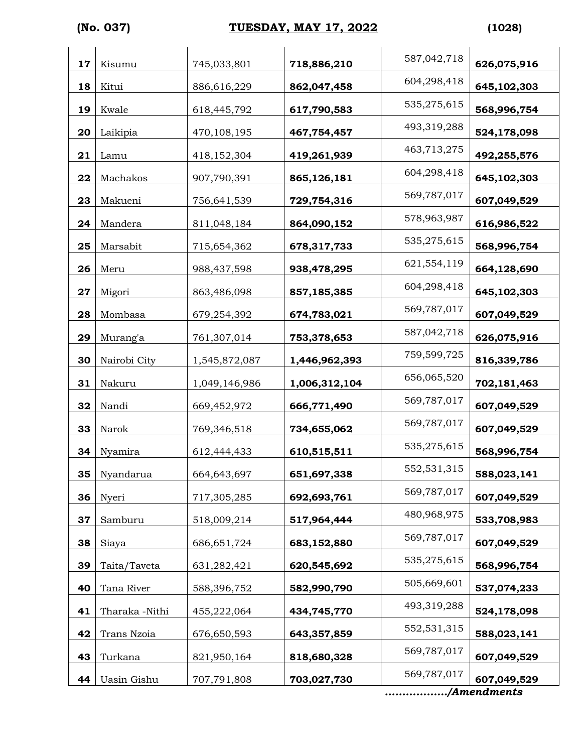| | | | | | |
|---|---|---|---|---|---|
| **17** | Kisumu | 745,033,801 | **718,886,210** | 587,042,718 | **626,075,916** |
| **18** | Kitui | 886,616,229 | **862,047,458** | 604,298,418 | **645,102,303** |
| **19** | Kwale | 618,445,792 | **617,790,583** | 535,275,615 | **568,996,754** |
| **20** | Laikipia | 470,108,195 | **467,754,457** | 493,319,288 | **524,178,098** |
| **21** | Lamu | 418,152,304 | **419,261,939** | 463,713,275 | **492,255,576** |
| **22** | Machakos | 907,790,391 | **865,126,181** | 604,298,418 | **645,102,303** |
| **23** | Makueni | 756,641,539 | **729,754,316** | 569,787,017 | **607,049,529** |
| **24** | Mandera | 811,048,184 | **864,090,152** | 578,963,987 | **616,986,522** |
| **25** | Marsabit | 715,654,362 | **678,317,733** | 535,275,615 | **568,996,754** |
| **26** | Meru | 988,437,598 | **938,478,295** | 621,554,119 | **664,128,690** |
| **27** | Migori | 863,486,098 | **857,185,385** | 604,298,418 | **645,102,303** |
| **28** | Mombasa | 679,254,392 | **674,783,021** | 569,787,017 | **607,049,529** |
| **29** | Murang'a | 761,307,014 | **753,378,653** | 587,042,718 | **626,075,916** |
| **30** | Nairobi City | 1,545,872,087 | **1,446,962,393** | 759,599,725 | **816,339,786** |
| **31** | Nakuru | 1,049,146,986 | **1,006,312,104** | 656,065,520 | **702,181,463** |
| **32** | Nandi | 669,452,972 | **666,771,490** | 569,787,017 | **607,049,529** |
| **33** | Narok | 769,346,518 | **734,655,062** | 569,787,017 | **607,049,529** |
| **34** | Nyamira | 612,444,433 | **610,515,511** | 535,275,615 | **568,996,754** |
| **35** | Nyandarua | 664,643,697 | **651,697,338** | 552,531,315 | **588,023,141** |
| **36** | Nyeri | 717,305,285 | **692,693,761** | 569,787,017 | **607,049,529** |
| **37** | Samburu | 518,009,214 | **517,964,444** | 480,968,975 | **533,708,983** |
| **38** | Siaya | 686,651,724 | **683,152,880** | 569,787,017 | **607,049,529** |
| **39** | Taita/Taveta | 631,282,421 | **620,545,692** | 535,275,615 | **568,996,754** |
| **40** | Tana River | 588,396,752 | **582,990,790** | 505,669,601 | **537,074,233** |
| **41** | Tharaka -Nithi | 455,222,064 | **434,745,770** | 493,319,288 | **524,178,098** |
| **42** | Trans Nzoia | 676,650,593 | **643,357,859** | 552,531,315 | **588,023,141** |
| **43** | Turkana | 821,950,164 | **818,680,328** | 569,787,017 | **607,049,529** |
| **44** | Uasin Gishu | 707,791,808 | **703,027,730** | 569,787,017 | **607,049,529** |

***................./Amendments***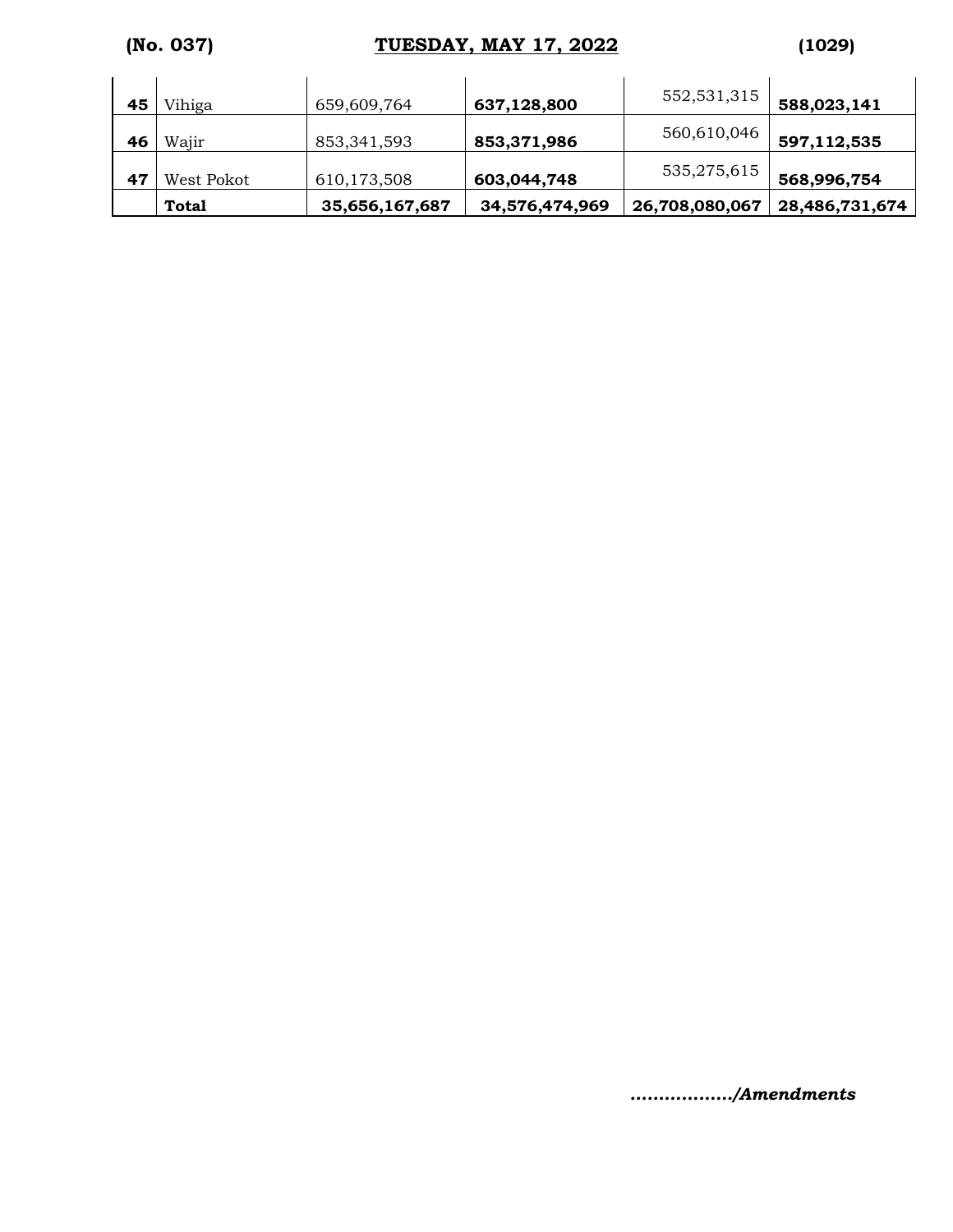| | | | | | |
|---|---|---|---|---|---|
| **45** | Vihiga | 659,609,764 | **637,128,800** | 552,531,315 | **588,023,141** |
| **46** | Wajir | 853,341,593 | **853,371,986** | 560,610,046 | **597,112,535** |
| **47** | West Pokot | 610,173,508 | **603,044,748** | 535,275,615 | **568,996,754** |
| | **Total** | **35,656,167,687** | **34,576,474,969** | **26,708,080,067** | **28,486,731,674** |

***................./Amendments***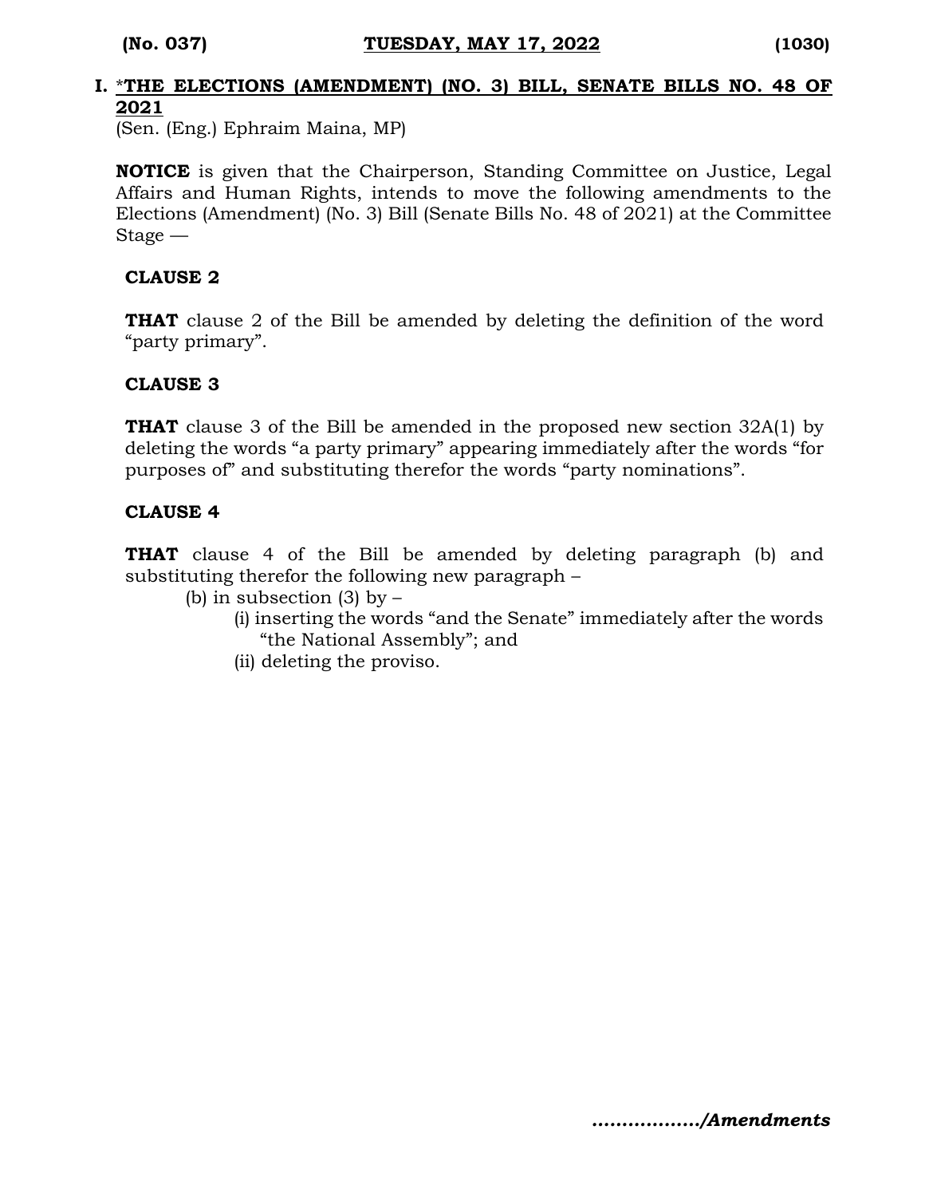## I. *THE ELECTIONS (AMENDMENT) (NO. 3) BILL, SENATE BILLS NO. 48 OF 2021

(Sen. (Eng.) Ephraim Maina, MP)

**NOTICE** is given that the Chairperson, Standing Committee on Justice, Legal Affairs and Human Rights, intends to move the following amendments to the Elections (Amendment) (No. 3) Bill (Senate Bills No. 48 of 2021) at the Committee Stage —

**CLAUSE 2**

**THAT** clause 2 of the Bill be amended by deleting the definition of the word "party primary".

**CLAUSE 3**

**THAT** clause 3 of the Bill be amended in the proposed new section 32A(1) by deleting the words "a party primary" appearing immediately after the words "for purposes of" and substituting therefor the words "party nominations".

**CLAUSE 4**

**THAT** clause 4 of the Bill be amended by deleting paragraph (b) and substituting therefor the following new paragraph –

(b) in subsection (3) by –

(i) inserting the words "and the Senate" immediately after the words "the National Assembly"; and

(ii) deleting the proviso.

***................./Amendments***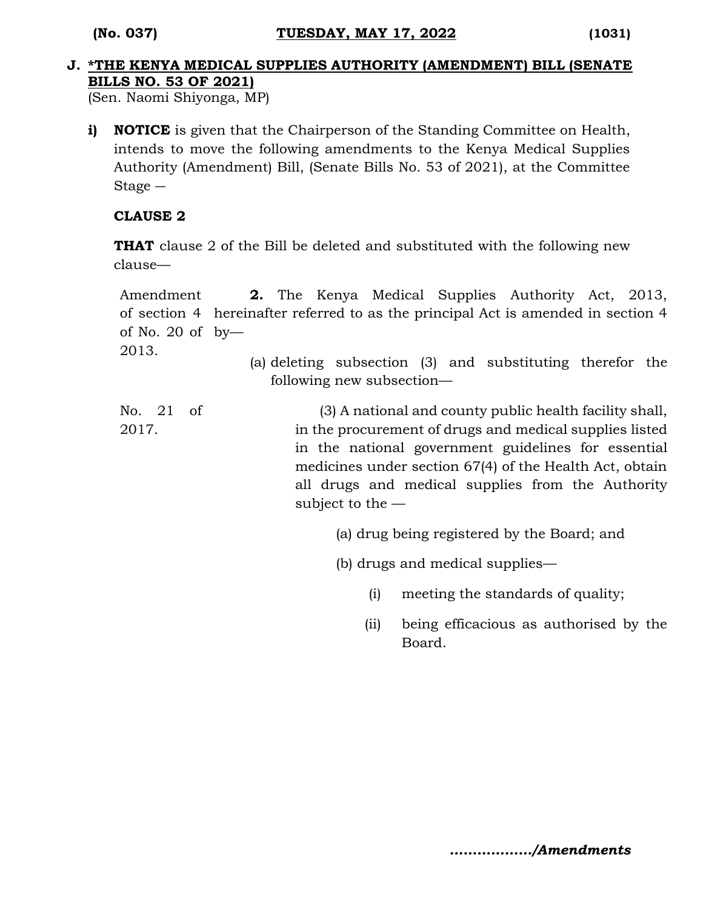## J. *THE KENYA MEDICAL SUPPLIES AUTHORITY (AMENDMENT) BILL (SENATE BILLS NO. 53 OF 2021)

(Sen. Naomi Shiyonga, MP)

**i) NOTICE** is given that the Chairperson of the Standing Committee on Health, intends to move the following amendments to the Kenya Medical Supplies Authority (Amendment) Bill, (Senate Bills No. 53 of 2021), at the Committee Stage —

**CLAUSE 2**

**THAT** clause 2 of the Bill be deleted and substituted with the following new clause—

Amendment of section 4 of No. 20 of 2013.

**2.** The Kenya Medical Supplies Authority Act, 2013, hereinafter referred to as the principal Act is amended in section 4 by—

(a) deleting subsection (3) and substituting therefor the following new subsection—

No. 21 of 2017.

(3) A national and county public health facility shall, in the procurement of drugs and medical supplies listed in the national government guidelines for essential medicines under section 67(4) of the Health Act, obtain all drugs and medical supplies from the Authority subject to the —

(a) drug being registered by the Board; and

(b) drugs and medical supplies—

(i) meeting the standards of quality;

(ii) being efficacious as authorised by the Board.

*................./Amendments*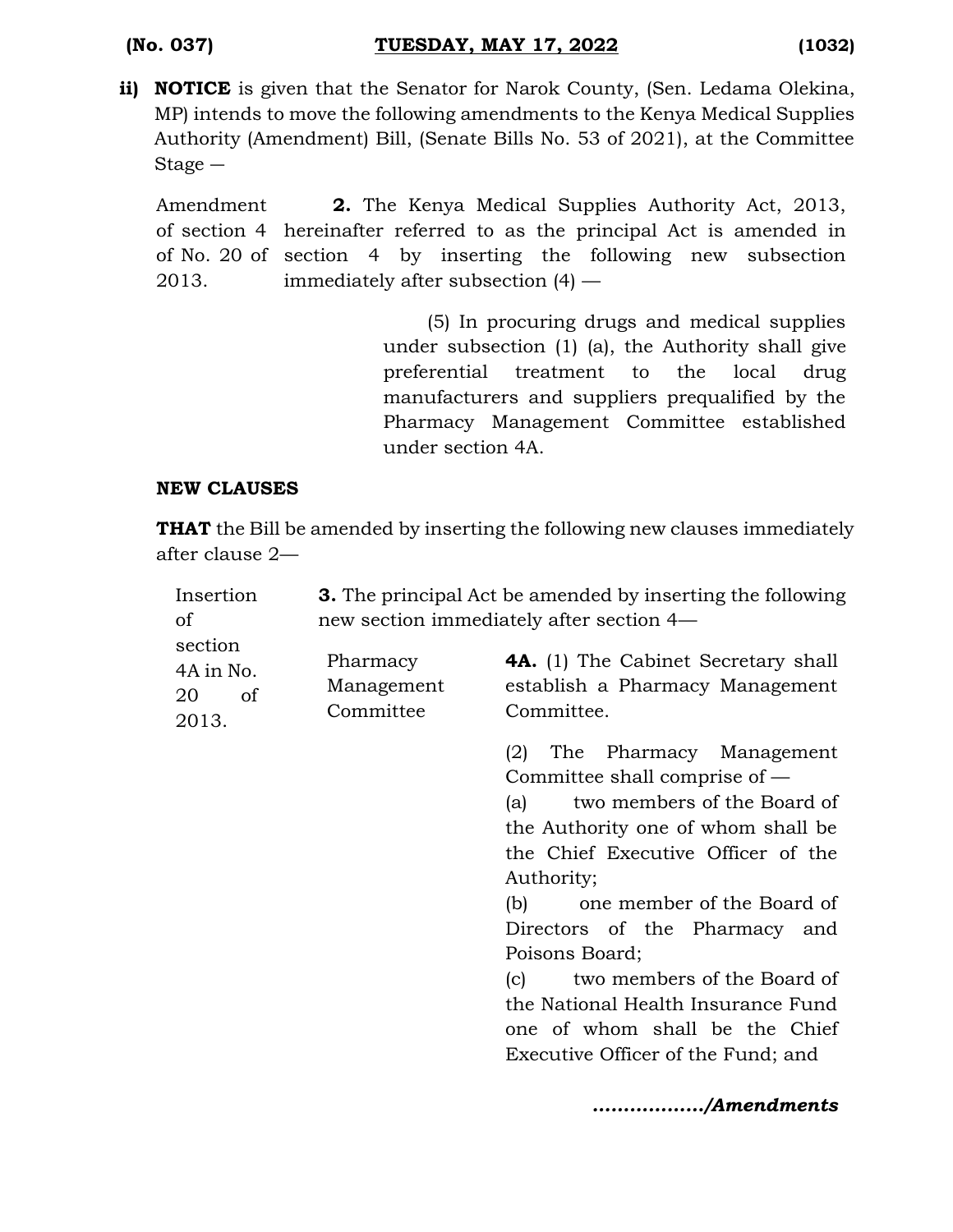**ii) NOTICE** is given that the Senator for Narok County, (Sen. Ledama Olekina, MP) intends to move the following amendments to the Kenya Medical Supplies Authority (Amendment) Bill, (Senate Bills No. 53 of 2021), at the Committee Stage —

| | |
|---|---|
| Amendment of section 4 of No. 20 of 2013. | **2.** The Kenya Medical Supplies Authority Act, 2013, hereinafter referred to as the principal Act is amended in section 4 by inserting the following new subsection immediately after subsection (4) — |

> (5) In procuring drugs and medical supplies under subsection (1) (a), the Authority shall give preferential treatment to the local drug manufacturers and suppliers prequalified by the Pharmacy Management Committee established under section 4A.

**NEW CLAUSES**

**THAT** the Bill be amended by inserting the following new clauses immediately after clause 2—

| | |
|---|---|
| Insertion of section 4A in No. 20 of 2013. | **3.** The principal Act be amended by inserting the following new section immediately after section 4— |

| | |
|---|---|
| Pharmacy Management Committee | **4A.** (1) The Cabinet Secretary shall establish a Pharmacy Management Committee. |

(2) The Pharmacy Management Committee shall comprise of —

(a) two members of the Board of the Authority one of whom shall be the Chief Executive Officer of the Authority;

(b) one member of the Board of Directors of the Pharmacy and Poisons Board;

(c) two members of the Board of the National Health Insurance Fund one of whom shall be the Chief Executive Officer of the Fund; and

*................./Amendments*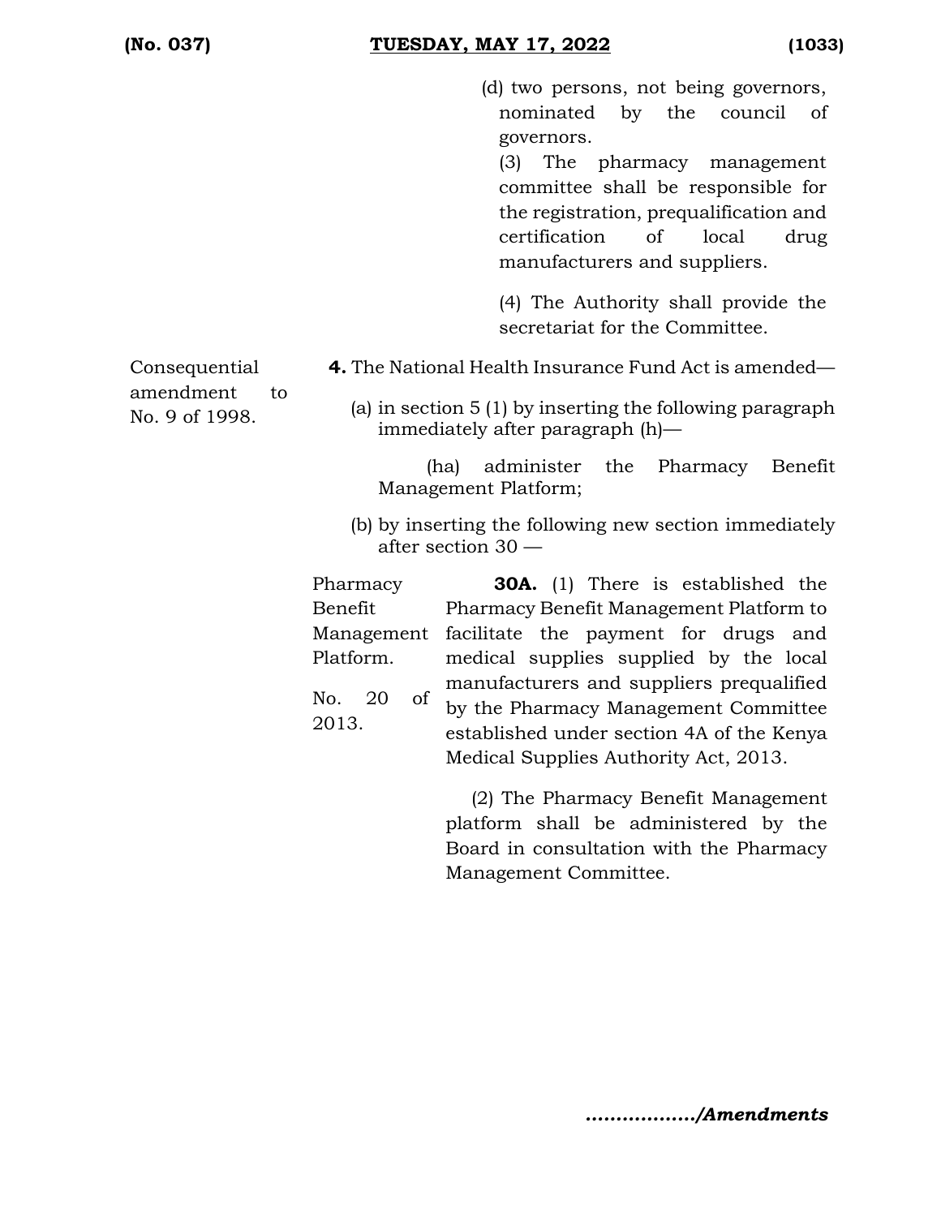(d) two persons, not being governors, nominated by the council of governors.

(3) The pharmacy management committee shall be responsible for the registration, prequalification and certification of local drug manufacturers and suppliers.

(4) The Authority shall provide the secretariat for the Committee.

Consequential amendment to No. 9 of 1998.

**4.** The National Health Insurance Fund Act is amended—

(a) in section 5 (1) by inserting the following paragraph immediately after paragraph (h)—

(ha) administer the Pharmacy Benefit Management Platform;

(b) by inserting the following new section immediately after section 30 —

Pharmacy Benefit Management Platform.

No. 20 of 2013.

**30A.** (1) There is established the Pharmacy Benefit Management Platform to facilitate the payment for drugs and medical supplies supplied by the local manufacturers and suppliers prequalified by the Pharmacy Management Committee established under section 4A of the Kenya Medical Supplies Authority Act, 2013.

(2) The Pharmacy Benefit Management platform shall be administered by the Board in consultation with the Pharmacy Management Committee.

***................./Amendments***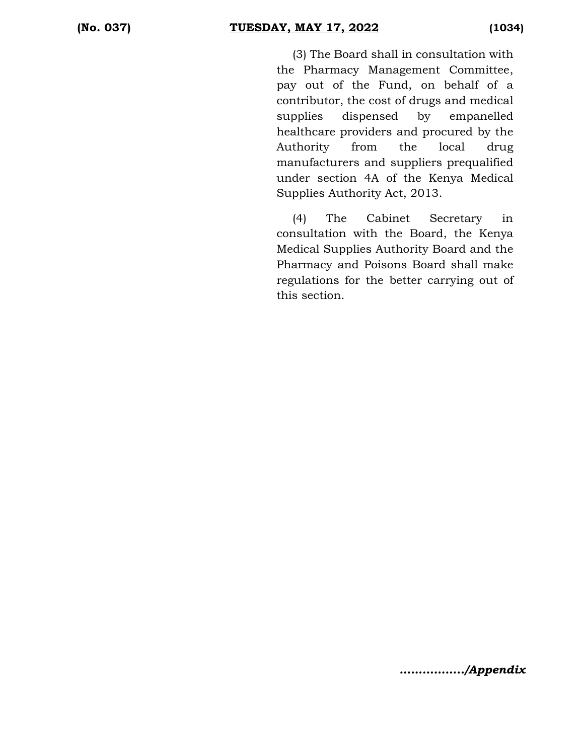(3) The Board shall in consultation with the Pharmacy Management Committee, pay out of the Fund, on behalf of a contributor, the cost of drugs and medical supplies dispensed by empanelled healthcare providers and procured by the Authority from the local drug manufacturers and suppliers prequalified under section 4A of the Kenya Medical Supplies Authority Act, 2013.

(4) The Cabinet Secretary in consultation with the Board, the Kenya Medical Supplies Authority Board and the Pharmacy and Poisons Board shall make regulations for the better carrying out of this section.

***................/Appendix***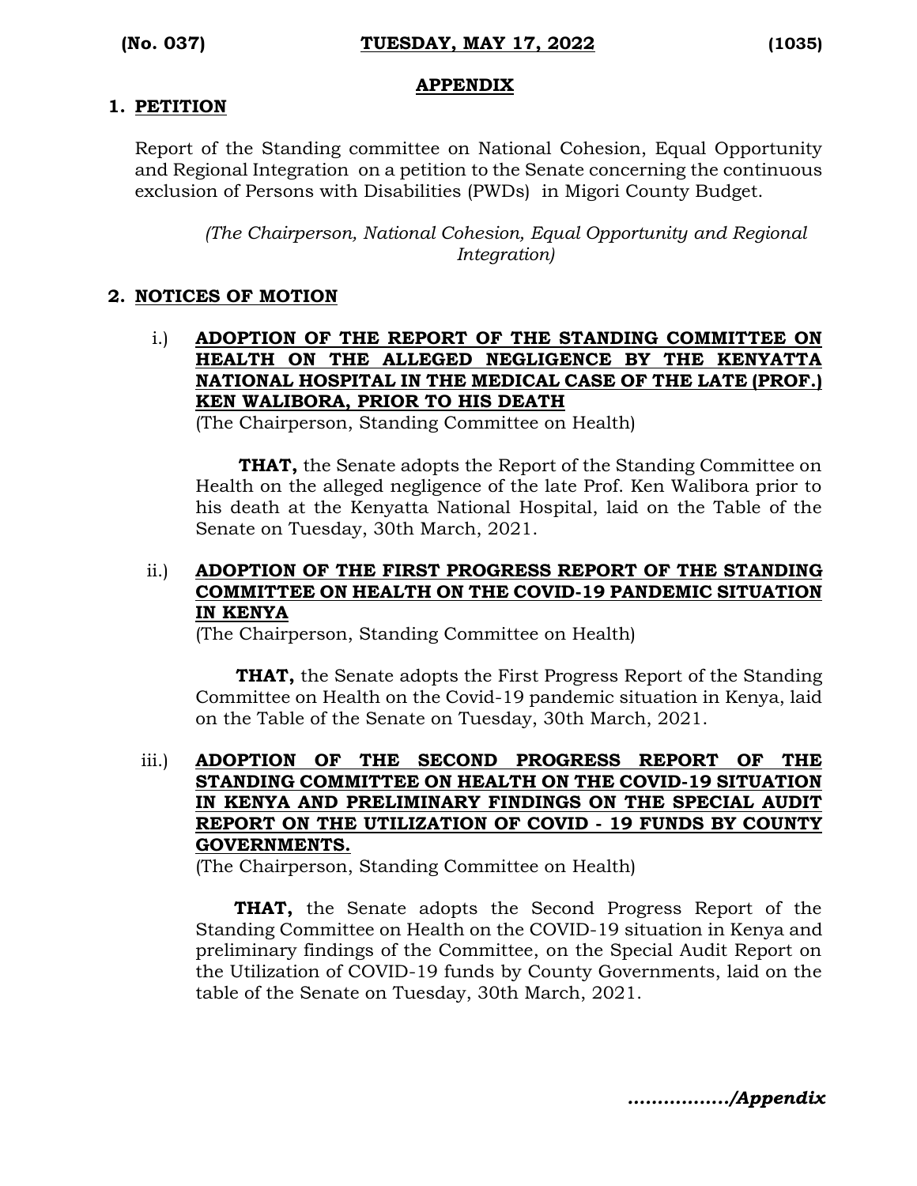## APPENDIX

### 1. PETITION

Report of the Standing committee on National Cohesion, Equal Opportunity and Regional Integration on a petition to the Senate concerning the continuous exclusion of Persons with Disabilities (PWDs) in Migori County Budget.

*(The Chairperson, National Cohesion, Equal Opportunity and Regional Integration)*

### 2. NOTICES OF MOTION

i.) **ADOPTION OF THE REPORT OF THE STANDING COMMITTEE ON HEALTH ON THE ALLEGED NEGLIGENCE BY THE KENYATTA NATIONAL HOSPITAL IN THE MEDICAL CASE OF THE LATE (PROF.) KEN WALIBORA, PRIOR TO HIS DEATH**
(The Chairperson, Standing Committee on Health)

**THAT,** the Senate adopts the Report of the Standing Committee on Health on the alleged negligence of the late Prof. Ken Walibora prior to his death at the Kenyatta National Hospital, laid on the Table of the Senate on Tuesday, 30th March, 2021.

ii.) **ADOPTION OF THE FIRST PROGRESS REPORT OF THE STANDING COMMITTEE ON HEALTH ON THE COVID-19 PANDEMIC SITUATION IN KENYA**
(The Chairperson, Standing Committee on Health)

**THAT,** the Senate adopts the First Progress Report of the Standing Committee on Health on the Covid-19 pandemic situation in Kenya, laid on the Table of the Senate on Tuesday, 30th March, 2021.

iii.) **ADOPTION OF THE SECOND PROGRESS REPORT OF THE STANDING COMMITTEE ON HEALTH ON THE COVID-19 SITUATION IN KENYA AND PRELIMINARY FINDINGS ON THE SPECIAL AUDIT REPORT ON THE UTILIZATION OF COVID - 19 FUNDS BY COUNTY GOVERNMENTS.**
(The Chairperson, Standing Committee on Health)

**THAT,** the Senate adopts the Second Progress Report of the Standing Committee on Health on the COVID-19 situation in Kenya and preliminary findings of the Committee, on the Special Audit Report on the Utilization of COVID-19 funds by County Governments, laid on the table of the Senate on Tuesday, 30th March, 2021.

***................/Appendix***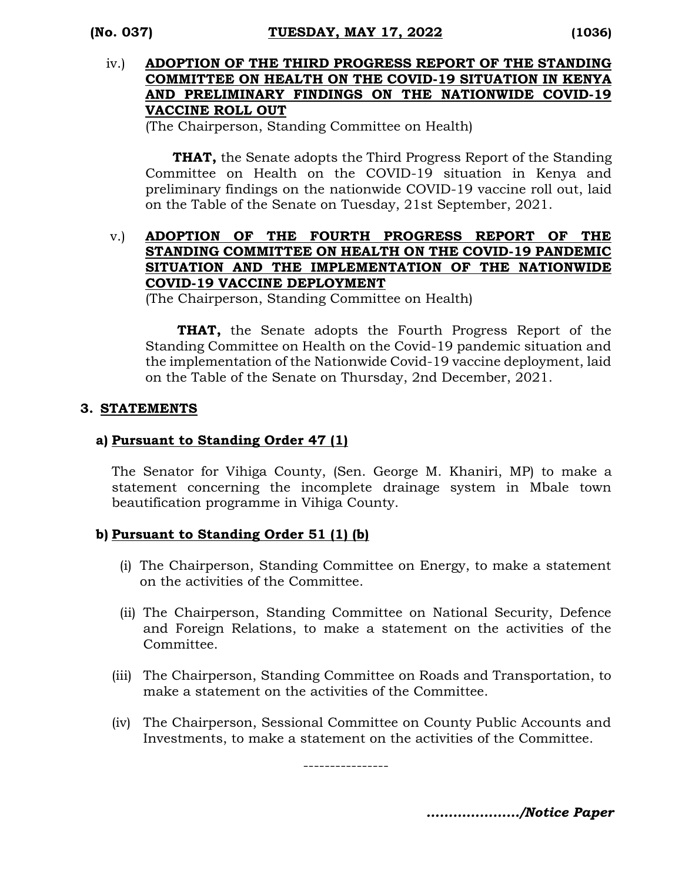iv.) **ADOPTION OF THE THIRD PROGRESS REPORT OF THE STANDING COMMITTEE ON HEALTH ON THE COVID-19 SITUATION IN KENYA AND PRELIMINARY FINDINGS ON THE NATIONWIDE COVID-19 VACCINE ROLL OUT**

(The Chairperson, Standing Committee on Health)

**THAT,** the Senate adopts the Third Progress Report of the Standing Committee on Health on the COVID-19 situation in Kenya and preliminary findings on the nationwide COVID-19 vaccine roll out, laid on the Table of the Senate on Tuesday, 21st September, 2021.

v.) **ADOPTION OF THE FOURTH PROGRESS REPORT OF THE STANDING COMMITTEE ON HEALTH ON THE COVID-19 PANDEMIC SITUATION AND THE IMPLEMENTATION OF THE NATIONWIDE COVID-19 VACCINE DEPLOYMENT**

(The Chairperson, Standing Committee on Health)

**THAT,** the Senate adopts the Fourth Progress Report of the Standing Committee on Health on the Covid-19 pandemic situation and the implementation of the Nationwide Covid-19 vaccine deployment, laid on the Table of the Senate on Thursday, 2nd December, 2021.

## 3. STATEMENTS

### a) Pursuant to Standing Order 47 (1)

The Senator for Vihiga County, (Sen. George M. Khaniri, MP) to make a statement concerning the incomplete drainage system in Mbale town beautification programme in Vihiga County.

### b) Pursuant to Standing Order 51 (1) (b)

(i) The Chairperson, Standing Committee on Energy, to make a statement on the activities of the Committee.

(ii) The Chairperson, Standing Committee on National Security, Defence and Foreign Relations, to make a statement on the activities of the Committee.

(iii) The Chairperson, Standing Committee on Roads and Transportation, to make a statement on the activities of the Committee.

(iv) The Chairperson, Sessional Committee on County Public Accounts and Investments, to make a statement on the activities of the Committee.

----------------

*…………………/Notice Paper*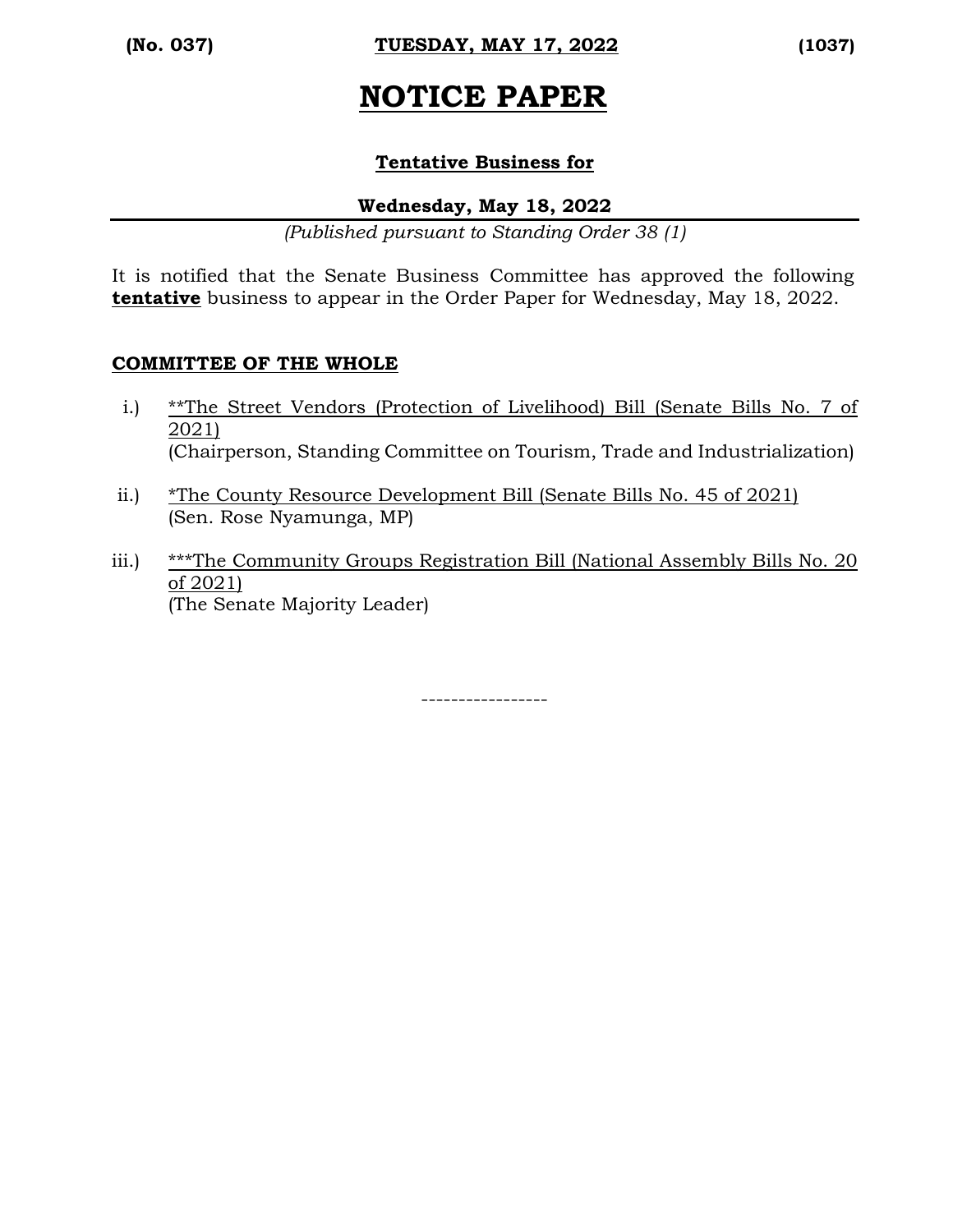**(No. 037)** **TUESDAY, MAY 17, 2022** **(1037)**

# NOTICE PAPER

### Tentative Business for

### Wednesday, May 18, 2022

*(Published pursuant to Standing Order 38 (1)*

It is notified that the Senate Business Committee has approved the following **tentative** business to appear in the Order Paper for Wednesday, May 18, 2022.

## COMMITTEE OF THE WHOLE

i.) **The Street Vendors (Protection of Livelihood) Bill (Senate Bills No. 7 of 2021)
(Chairperson, Standing Committee on Tourism, Trade and Industrialization)

ii.) *The County Resource Development Bill (Senate Bills No. 45 of 2021)
(Sen. Rose Nyamunga, MP)

iii.) ***The Community Groups Registration Bill (National Assembly Bills No. 20 of 2021)
(The Senate Majority Leader)

-----------------